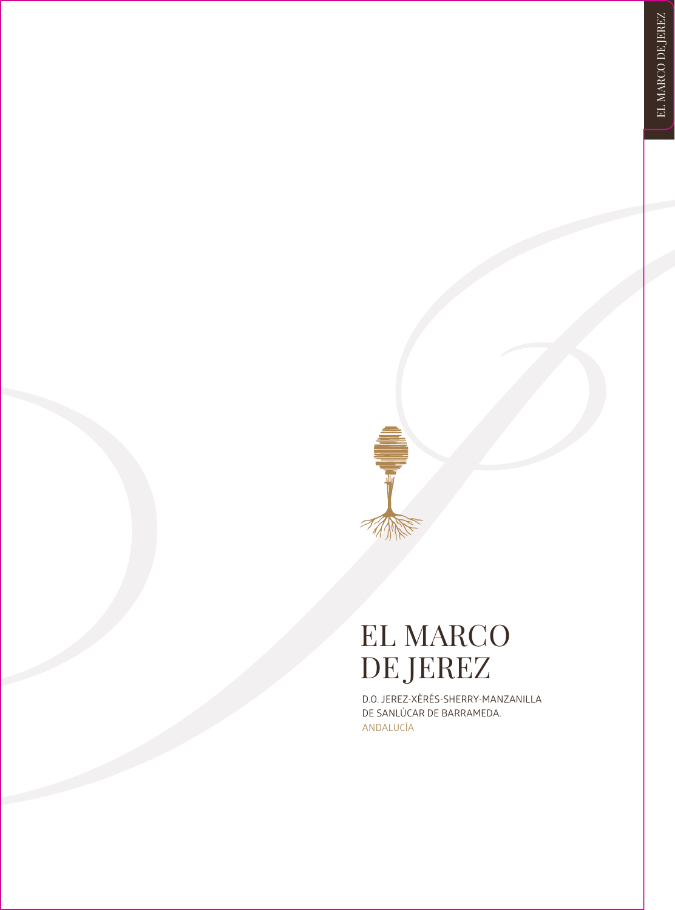# EL MARCO DE JEREZ

D.O. JEREZ-XÈRÉS-SHERRY-MANZANILLA DE SANLÚCAR DE BARRAMEDA.
ANDALUCÍA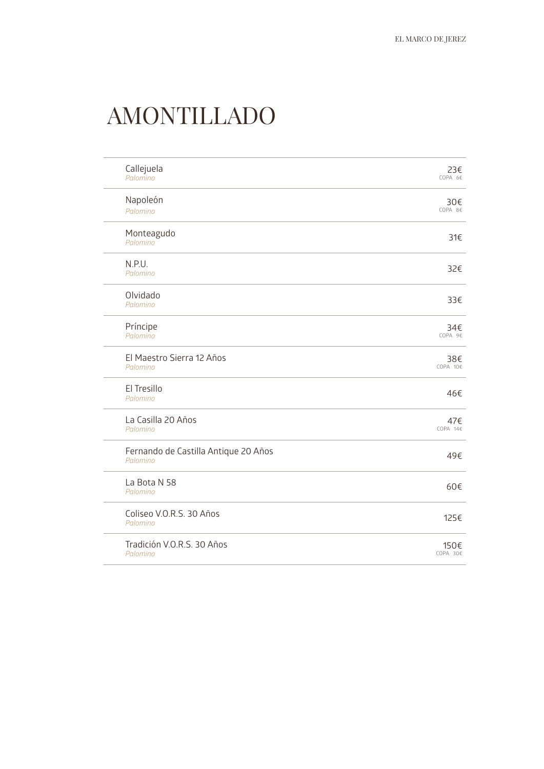# AMONTILLADO

| Vino | Precio |
|---|---|
| Callejuela<br>*Palomino* | 23€<br>COPA 6€ |
| Napoleón<br>*Palomino* | 30€<br>COPA 8€ |
| Monteagudo<br>*Palomino* | 31€ |
| N.P.U.<br>*Palomino* | 32€ |
| Olvidado<br>*Palomino* | 33€ |
| Príncipe<br>*Palomino* | 34€<br>COPA 9€ |
| El Maestro Sierra 12 Años<br>*Palomino* | 38€<br>COPA 10€ |
| El Tresillo<br>*Palomino* | 46€ |
| La Casilla 20 Años<br>*Palomino* | 47€<br>COPA 14€ |
| Fernando de Castilla Antique 20 Años<br>*Palomino* | 49€ |
| La Bota N 58<br>*Palomino* | 60€ |
| Coliseo V.O.R.S. 30 Años<br>*Palomino* | 125€ |
| Tradición V.O.R.S. 30 Años<br>*Palomino* | 150€<br>COPA 30€ |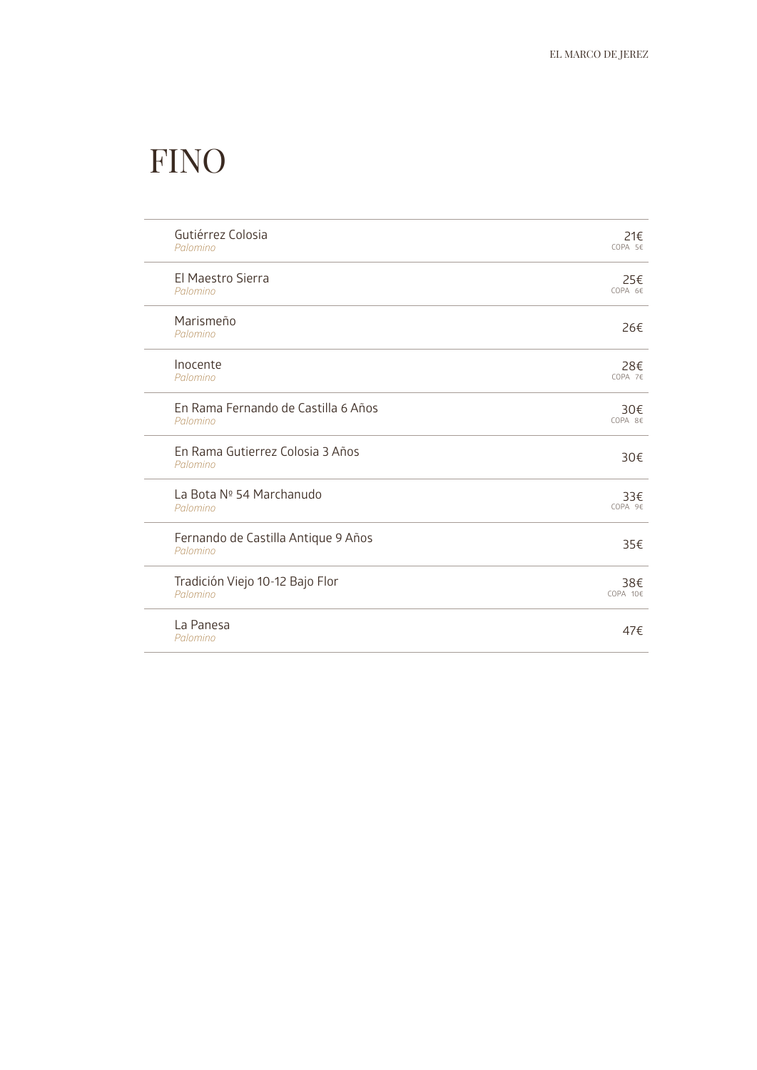# FINO

| Vino | Precio |
|---|---|
| Gutiérrez Colosia<br>*Palomino* | 21€<br>COPA 5€ |
| El Maestro Sierra<br>*Palomino* | 25€<br>COPA 6€ |
| Marismeño<br>*Palomino* | 26€ |
| Inocente<br>*Palomino* | 28€<br>COPA 7€ |
| En Rama Fernando de Castilla 6 Años<br>*Palomino* | 30€<br>COPA 8€ |
| En Rama Gutierrez Colosia 3 Años<br>*Palomino* | 30€ |
| La Bota Nº 54 Marchanudo<br>*Palomino* | 33€<br>COPA 9€ |
| Fernando de Castilla Antique 9 Años<br>*Palomino* | 35€ |
| Tradición Viejo 10-12 Bajo Flor<br>*Palomino* | 38€<br>COPA 10€ |
| La Panesa<br>*Palomino* | 47€ |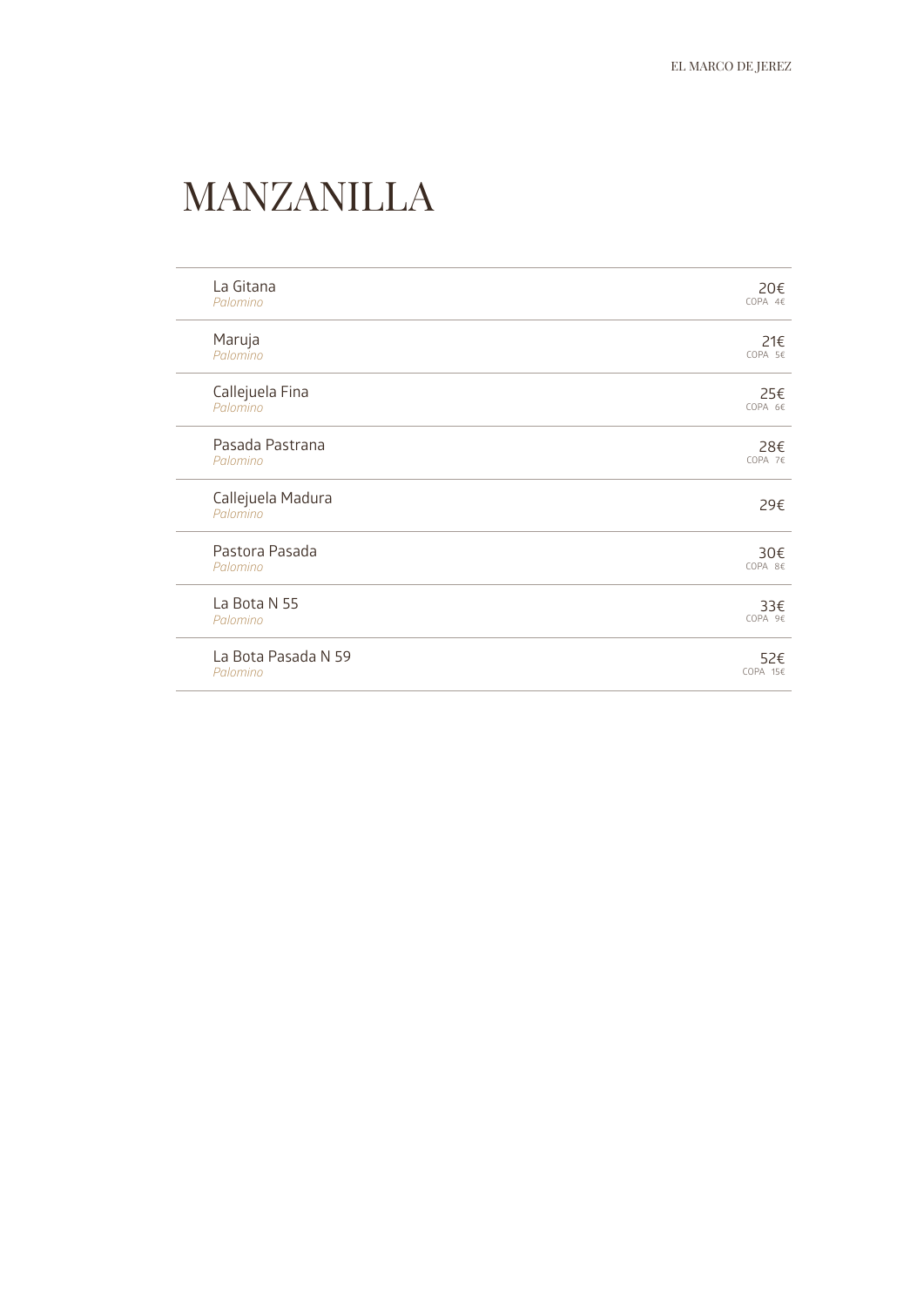# MANZANILLA

| Vino | Precio |
|---|---|
| La Gitana<br>*Palomino* | 20€<br>COPA 4€ |
| Maruja<br>*Palomino* | 21€<br>COPA 5€ |
| Callejuela Fina<br>*Palomino* | 25€<br>COPA 6€ |
| Pasada Pastrana<br>*Palomino* | 28€<br>COPA 7€ |
| Callejuela Madura<br>*Palomino* | 29€ |
| Pastora Pasada<br>*Palomino* | 30€<br>COPA 8€ |
| La Bota N 55<br>*Palomino* | 33€<br>COPA 9€ |
| La Bota Pasada N 59<br>*Palomino* | 52€<br>COPA 15€ |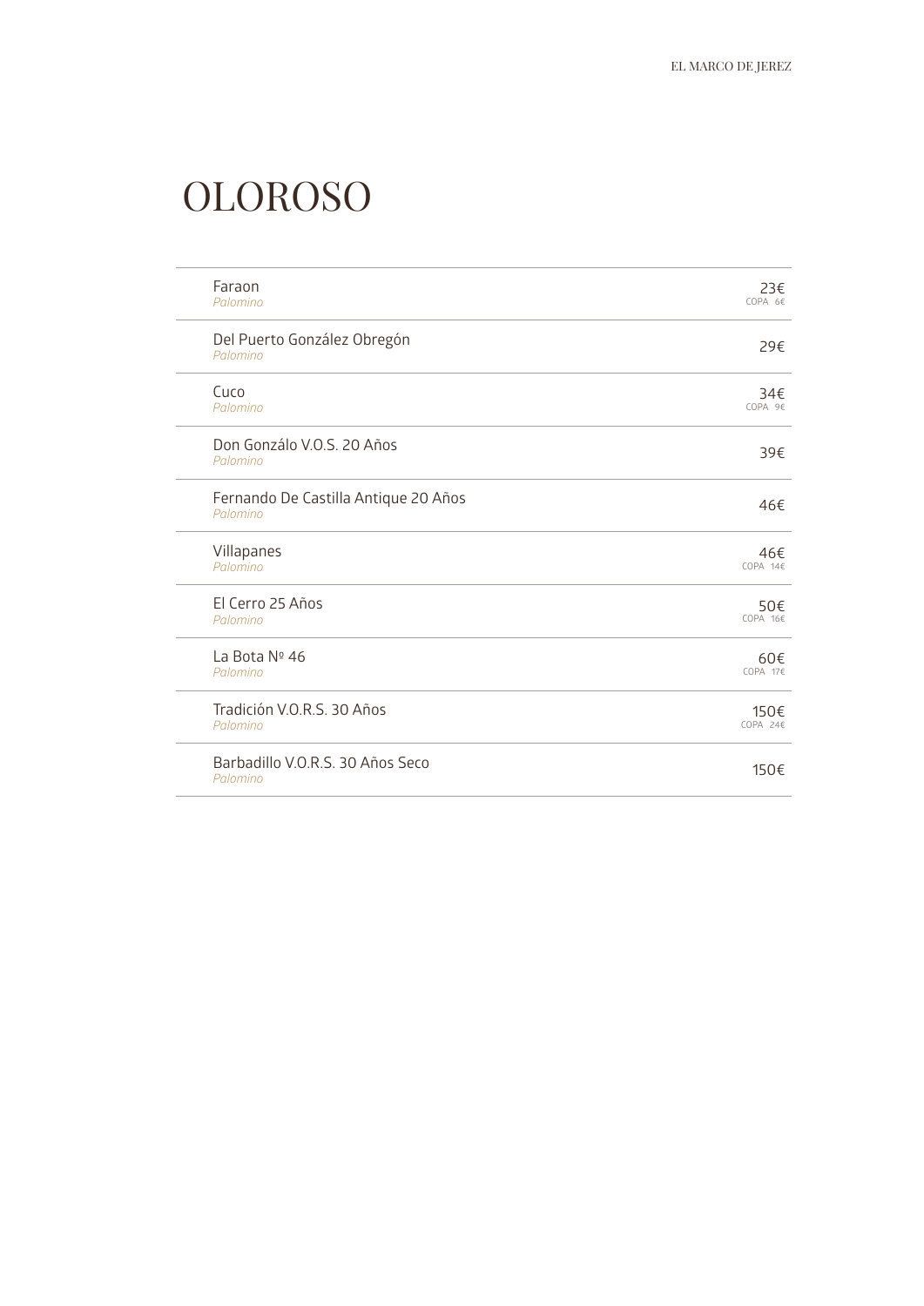# OLOROSO

| Vino | Precio |
|---|---|
| Faraon<br>*Palomino* | 23€<br>COPA 6€ |
| Del Puerto González Obregón<br>*Palomino* | 29€ |
| Cuco<br>*Palomino* | 34€<br>COPA 9€ |
| Don Gonzálo V.O.S. 20 Años<br>*Palomino* | 39€ |
| Fernando De Castilla Antique 20 Años<br>*Palomino* | 46€ |
| Villapanes<br>*Palomino* | 46€<br>COPA 14€ |
| El Cerro 25 Años<br>*Palomino* | 50€<br>COPA 16€ |
| La Bota Nº 46<br>*Palomino* | 60€<br>COPA 17€ |
| Tradición V.O.R.S. 30 Años<br>*Palomino* | 150€<br>COPA 24€ |
| Barbadillo V.O.R.S. 30 Años Seco<br>*Palomino* | 150€ |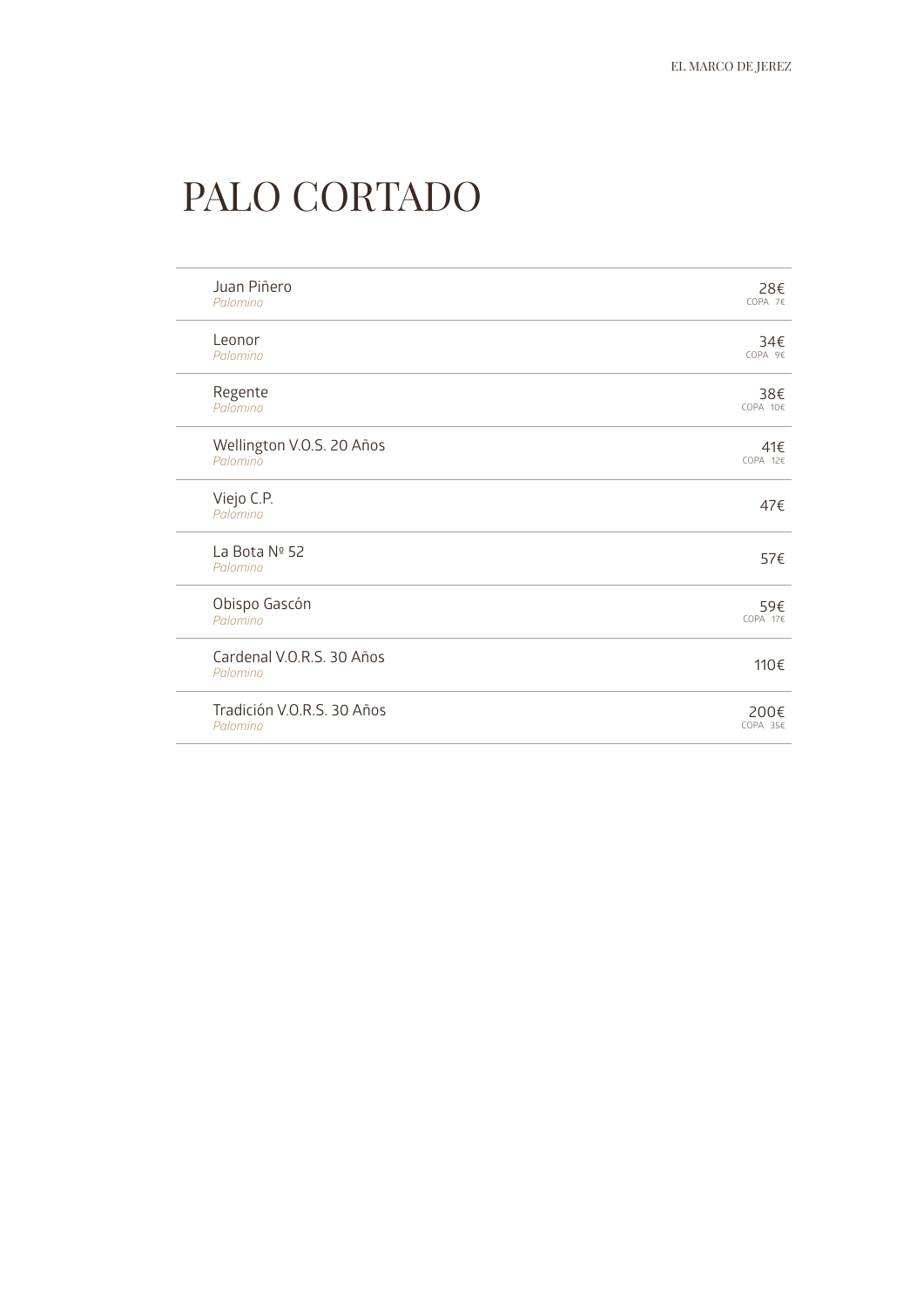# PALO CORTADO

| Vino | Precio |
| --- | --- |
| Juan Piñero<br>*Palomino* | 28€<br>COPA 7€ |
| Leonor<br>*Palomino* | 34€<br>COPA 9€ |
| Regente<br>*Palomino* | 38€<br>COPA 10€ |
| Wellington V.O.S. 20 Años<br>*Palomino* | 41€<br>COPA 12€ |
| Viejo C.P.<br>*Palomino* | 47€ |
| La Bota Nº 52<br>*Palomino* | 57€ |
| Obispo Gascón<br>*Palomino* | 59€<br>COPA 17€ |
| Cardenal V.O.R.S. 30 Años<br>*Palomino* | 110€ |
| Tradición V.O.R.S. 30 Años<br>*Palomino* | 200€<br>COPA 35€ |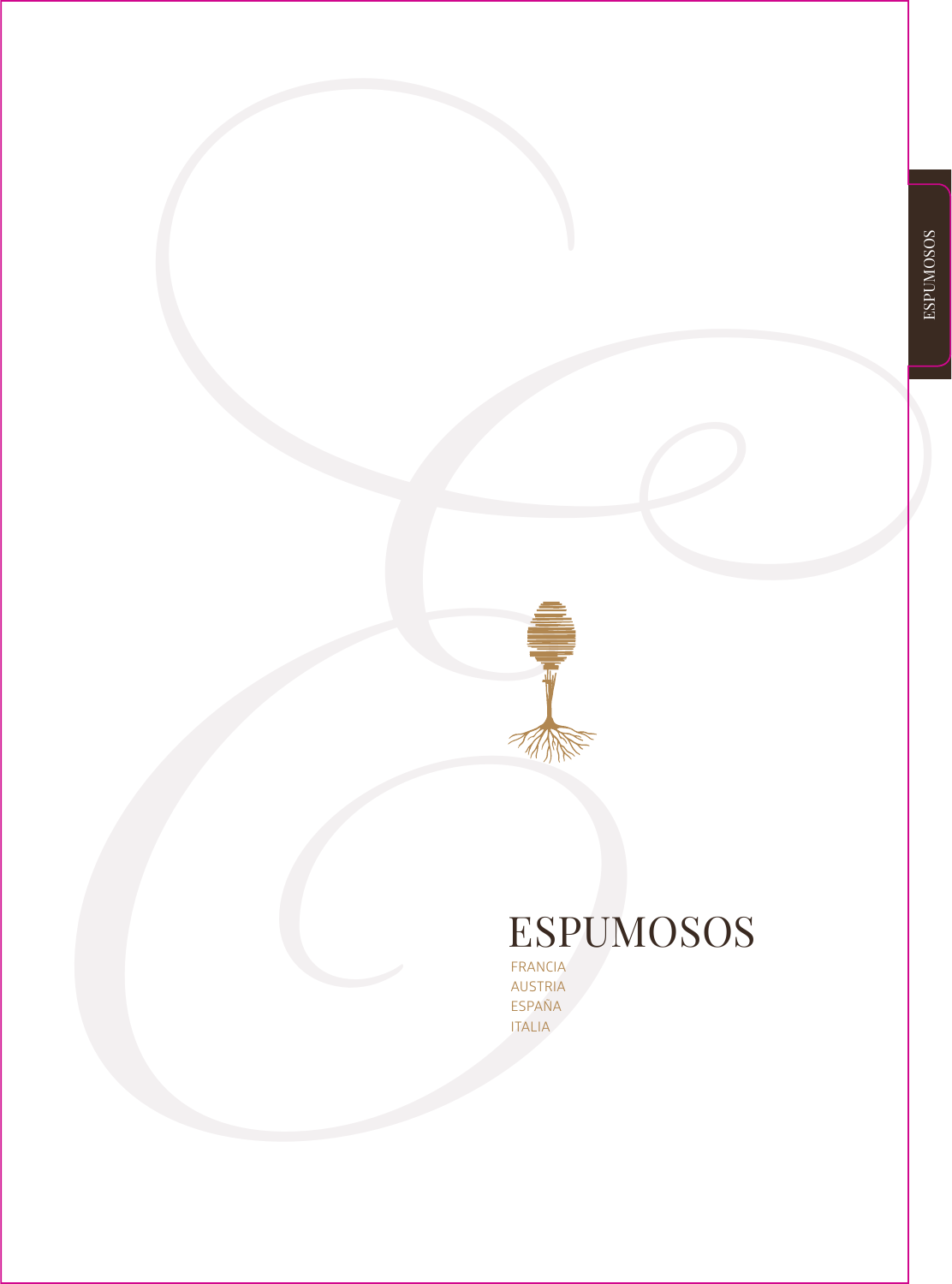# ESPUMOSOS

FRANCIA
AUSTRIA
ESPAÑA
ITALIA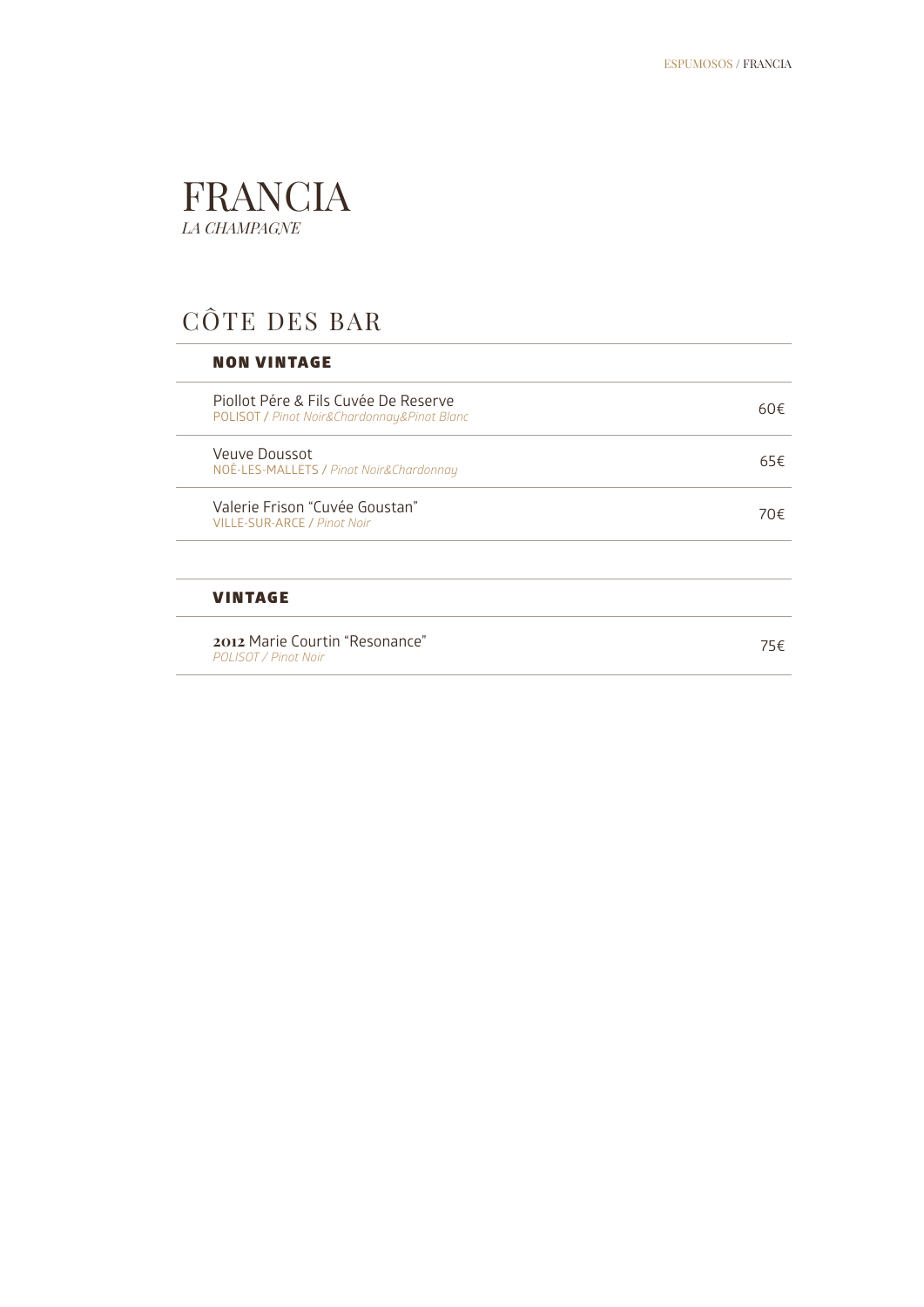# FRANCIA

*LA CHAMPAGNE*

## CÔTE DES BAR

### NON VINTAGE

| Vino | Precio |
| --- | --- |
| Piollot Pére & Fils Cuvée De Reserve<br>POLISOT / *Pinot Noir&Chardonnay&Pinot Blanc* | 60€ |
| Veuve Doussot<br>NOÉ-LES-MALLETS / *Pinot Noir&Chardonnay* | 65€ |
| Valerie Frison "Cuvée Goustan"<br>VILLE-SUR-ARCE / *Pinot Noir* | 70€ |

### VINTAGE

| Vino | Precio |
| --- | --- |
| **2012** Marie Courtin "Resonance"<br>*POLISOT / Pinot Noir* | 75€ |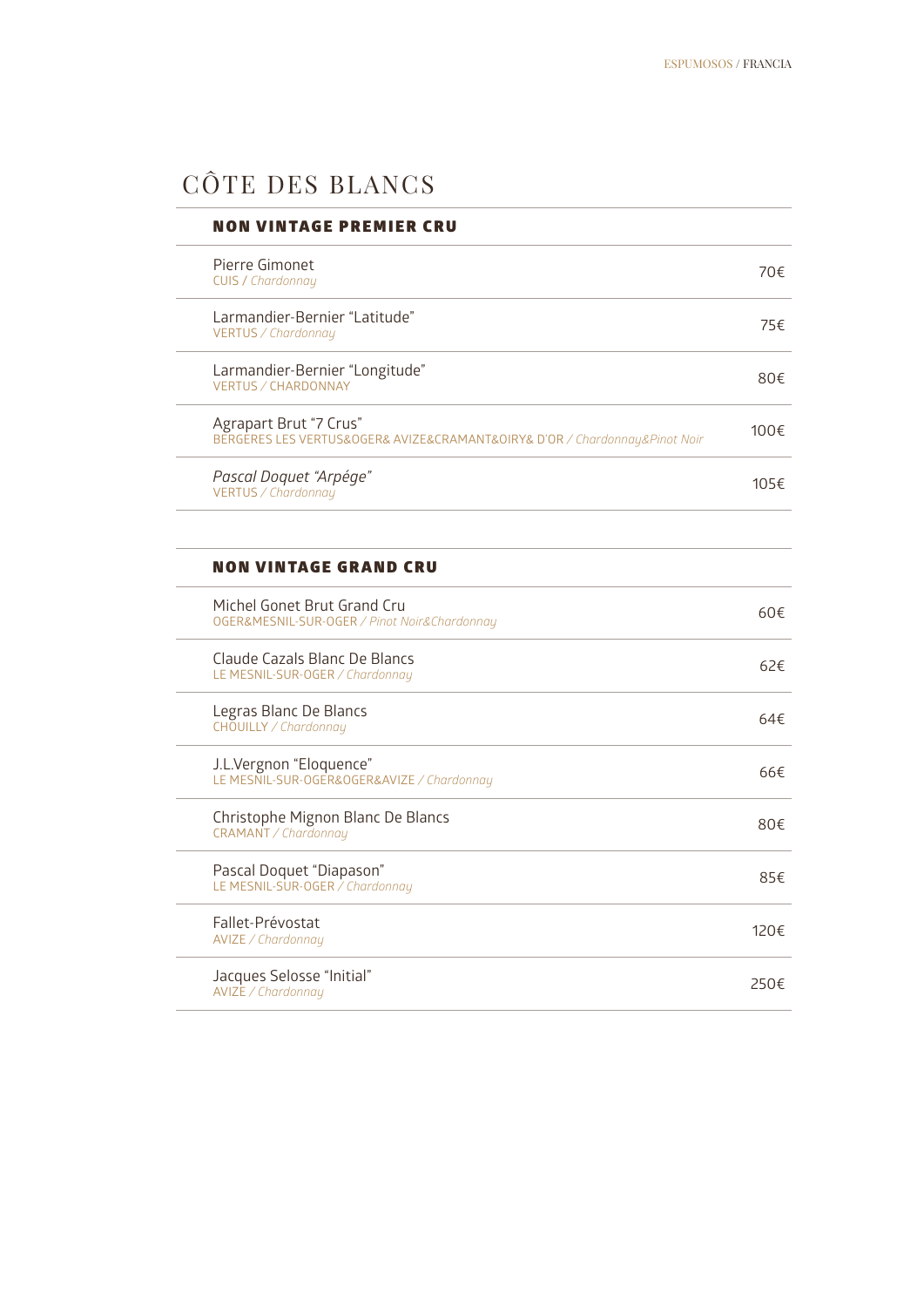# CÔTE DES BLANCS

## NON VINTAGE PREMIER CRU

| Vino | Precio |
|---|---|
| Pierre Gimonet<br>CUIS / *Chardonnay* | 70€ |
| Larmandier-Bernier "Latitude"<br>VERTUS / *Chardonnay* | 75€ |
| Larmandier-Bernier "Longitude"<br>VERTUS / CHARDONNAY | 80€ |
| Agrapart Brut "7 Crus"<br>BERGERES LES VERTUS&OGER& AVIZE&CRAMANT&OIRY& D'OR / *Chardonnay&Pinot Noir* | 100€ |
| *Pascal Doquet "Arpége"*<br>VERTUS / *Chardonnay* | 105€ |

## NON VINTAGE GRAND CRU

| Vino | Precio |
|---|---|
| Michel Gonet Brut Grand Cru<br>OGER&MESNIL-SUR-OGER / *Pinot Noir&Chardonnay* | 60€ |
| Claude Cazals Blanc De Blancs<br>LE MESNIL-SUR-OGER / *Chardonnay* | 62€ |
| Legras Blanc De Blancs<br>CHOUILLY / *Chardonnay* | 64€ |
| J.L.Vergnon "Eloquence"<br>LE MESNIL-SUR-OGER&OGER&AVIZE / *Chardonnay* | 66€ |
| Christophe Mignon Blanc De Blancs<br>CRAMANT / *Chardonnay* | 80€ |
| Pascal Doquet "Diapason"<br>LE MESNIL-SUR-OGER / *Chardonnay* | 85€ |
| Fallet-Prévostat<br>AVIZE / *Chardonnay* | 120€ |
| Jacques Selosse "Initial"<br>AVIZE / *Chardonnay* | 250€ |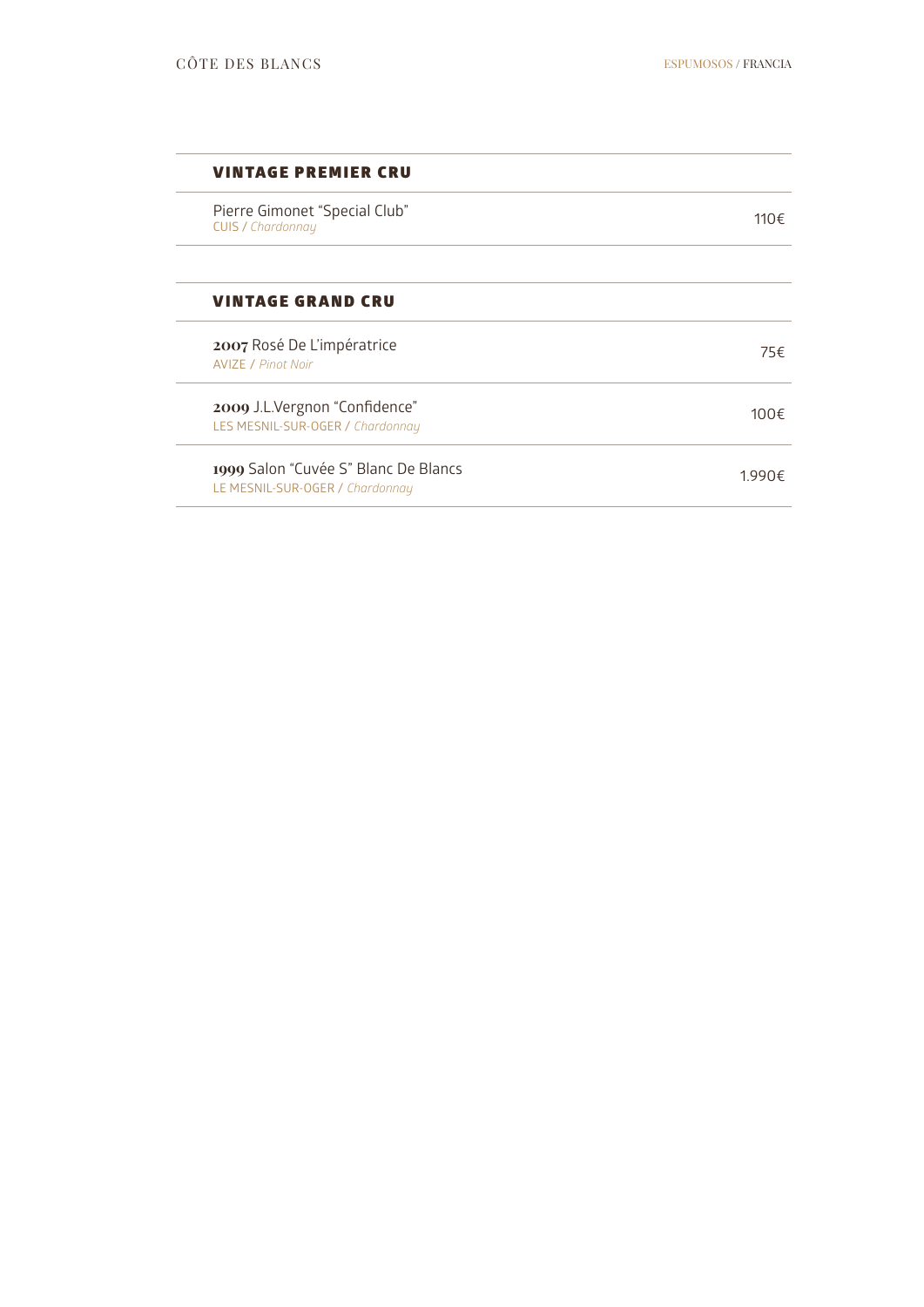# CÔTE DES BLANCS

## VINTAGE PREMIER CRU

| | |
|---|---|
| Pierre Gimonet "Special Club"<br>CUIS / *Chardonnay* | 110€ |

## VINTAGE GRAND CRU

| | |
|---|---|
| **2007** Rosé De L'impératrice<br>AVIZE / *Pinot Noir* | 75€ |
| **2009** J.L.Vergnon "Confidence"<br>LES MESNIL-SUR-OGER / *Chardonnay* | 100€ |
| **1999** Salon "Cuvée S" Blanc De Blancs<br>LE MESNIL-SUR-OGER / *Chardonnay* | 1.990€ |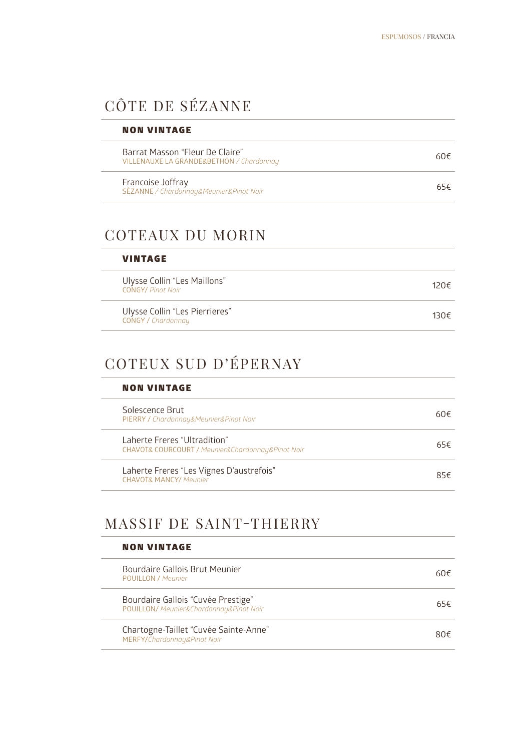## CÔTE DE SÉZANNE

### NON VINTAGE

| | |
|---|---|
| Barrat Masson "Fleur De Claire"<br>VILLENAUXE LA GRANDE&BETHON / *Chardonnay* | 60€ |
| Francoise Joffray<br>SÉZANNE / *Chardonnay&Meunier&Pinot Noir* | 65€ |

## COTEAUX DU MORIN

### VINTAGE

| | |
|---|---|
| Ulysse Collin "Les Maillons"<br>CONGY/ *Pinot Noir* | 120€ |
| Ulysse Collin "Les Pierrieres"<br>CONGY / *Chardonnay* | 130€ |

## COTEUX SUD D'ÉPERNAY

### NON VINTAGE

| | |
|---|---|
| Solescence Brut<br>PIERRY / *Chardonnay&Meunier&Pinot Noir* | 60€ |
| Laherte Freres "Ultradition"<br>CHAVOT& COURCOURT / *Meunier&Chardonnay&Pinot Noir* | 65€ |
| Laherte Freres "Les Vignes D'austrefois"<br>CHAVOT& MANCY/ *Meunier* | 85€ |

## MASSIF DE SAINT-THIERRY

### NON VINTAGE

| | |
|---|---|
| Bourdaire Gallois Brut Meunier<br>POUILLON / *Meunier* | 60€ |
| Bourdaire Gallois "Cuvée Prestige"<br>POUILLON/ *Meunier&Chardonnay&Pinot Noir* | 65€ |
| Chartogne-Taillet "Cuvée Sainte-Anne"<br>MERFY/*Chardonnay&Pinot Noir* | 80€ |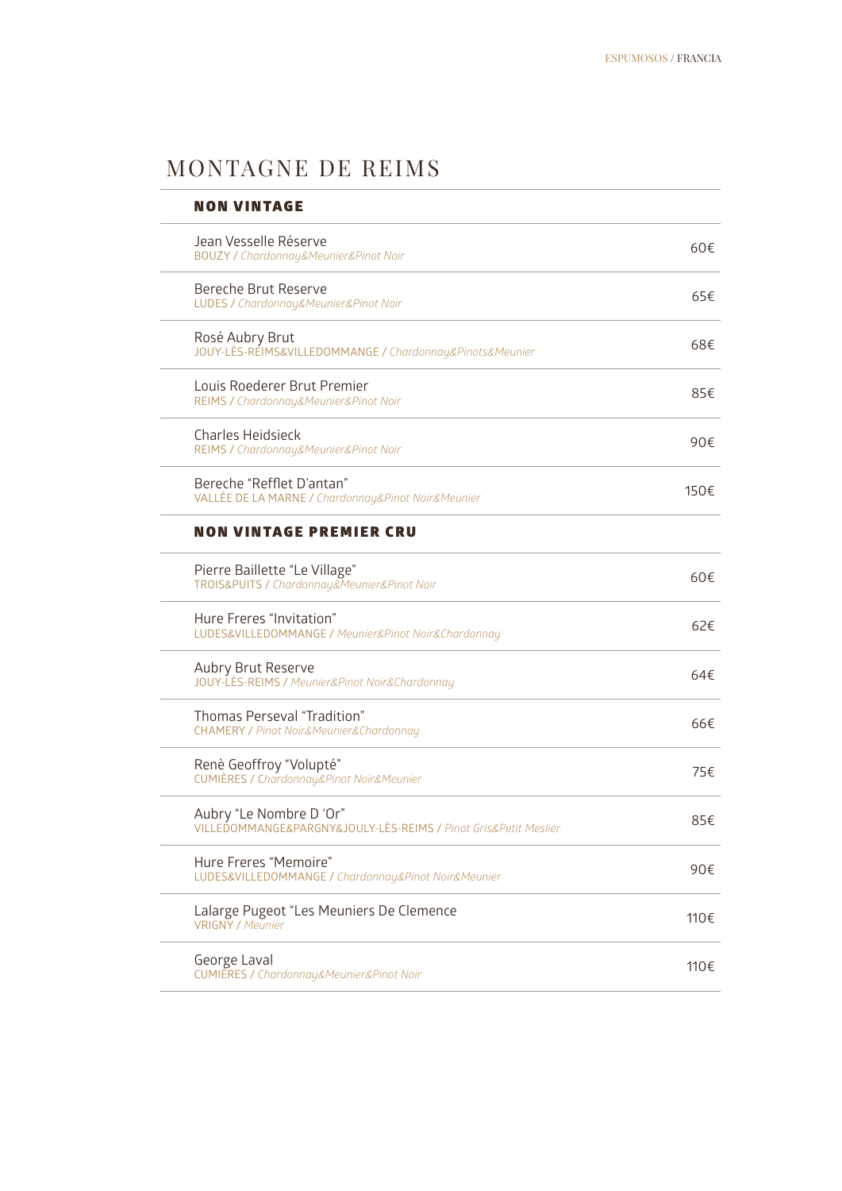# MONTAGNE DE REIMS

## NON VINTAGE

| Vino | Precio |
|---|---|
| Jean Vesselle Réserve<br>BOUZY / *Chardonnay&Meunier&Pinot Noir* | 60€ |
| Bereche Brut Reserve<br>LUDES / *Chardonnay&Meunier&Pinot Noir* | 65€ |
| Rosé Aubry Brut<br>JOUY-LÈS-REIMS&VILLEDOMMANGE / *Chardonnay&Pinots&Meunier* | 68€ |
| Louis Roederer Brut Premier<br>REIMS / *Chardonnay&Meunier&Pinot Noir* | 85€ |
| Charles Heidsieck<br>REIMS / *Chardonnay&Meunier&Pinot Noir* | 90€ |
| Bereche "Refflet D'antan"<br>VALLÉE DE LA MARNE / *Chardonnay&Pinot Noir&Meunier* | 150€ |

## NON VINTAGE PREMIER CRU

| Vino | Precio |
|---|---|
| Pierre Baillette "Le Village"<br>TROIS&PUITS / *Chardonnay&Meunier&Pinot Noir* | 60€ |
| Hure Freres "Invitation"<br>LUDES&VILLEDOMMANGE / *Meunier&Pinot Noir&Chardonnay* | 62€ |
| Aubry Brut Reserve<br>JOUY-LÈS-REIMS / *Meunier&Pinot Noir&Chardonnay* | 64€ |
| Thomas Perseval "Tradition"<br>CHAMERY / *Pinot Noir&Meunier&Chardonnay* | 66€ |
| Renè Geoffroy "Volupté"<br>CUMIÈRES / *Chardonnay&Pinot Noir&Meunier* | 75€ |
| Aubry "Le Nombre D 'Or"<br>VILLEDOMMANGE&PARGNY&JOULY-LÈS-REIMS / *Pinot Gris&Petit Meslier* | 85€ |
| Hure Freres "Memoire"<br>LUDES&VILLEDOMMANGE / *Chardonnay&Pinot Noir&Meunier* | 90€ |
| Lalarge Pugeot "Les Meuniers De Clemence<br>VRIGNY / *Meunier* | 110€ |
| George Laval<br>CUMIÈRES / *Chardonnay&Meunier&Pinot Noir* | 110€ |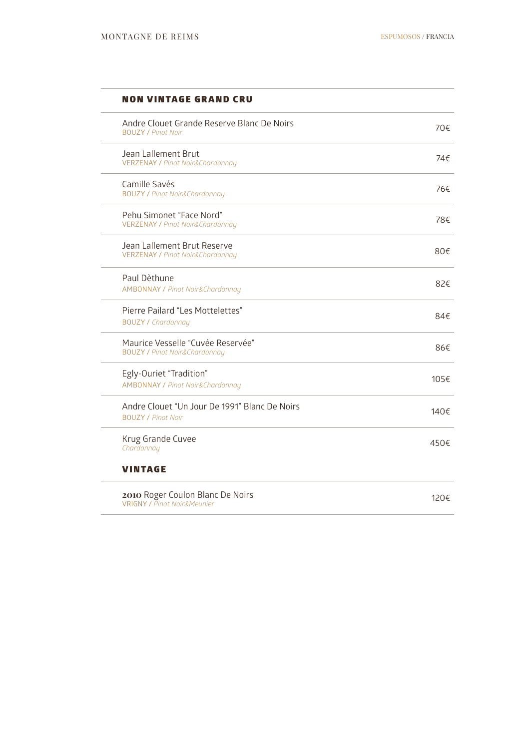# MONTAGNE DE REIMS

ESPUMOSOS / FRANCIA

## NON VINTAGE GRAND CRU

| Vino | Precio |
|---|---|
| Andre Clouet Grande Reserve Blanc De Noirs<br>BOUZY / *Pinot Noir* | 70€ |
| Jean Lallement Brut<br>VERZENAY / *Pinot Noir&Chardonnay* | 74€ |
| Camille Savés<br>BOUZY / *Pinot Noir&Chardonnay* | 76€ |
| Pehu Simonet "Face Nord"<br>VERZENAY / *Pinot Noir&Chardonnay* | 78€ |
| Jean Lallement Brut Reserve<br>VERZENAY / *Pinot Noir&Chardonnay* | 80€ |
| Paul Dèthune<br>AMBONNAY / *Pinot Noir&Chardonnay* | 82€ |
| Pierre Pailard "Les Mottelettes"<br>BOUZY / *Chardonnay* | 84€ |
| Maurice Vesselle "Cuvée Reservée"<br>BOUZY / *Pinot Noir&Chardonnay* | 86€ |
| Egly-Ouriet "Tradition"<br>AMBONNAY / *Pinot Noir&Chardonnay* | 105€ |
| Andre Clouet "Un Jour De 1991" Blanc De Noirs<br>BOUZY / *Pinot Noir* | 140€ |
| Krug Grande Cuvee<br>*Chardonnay* | 450€ |

## VINTAGE

| Vino | Precio |
|---|---|
| **2010** Roger Coulon Blanc De Noirs<br>VRIGNY / *Pinot Noir&Meunier* | 120€ |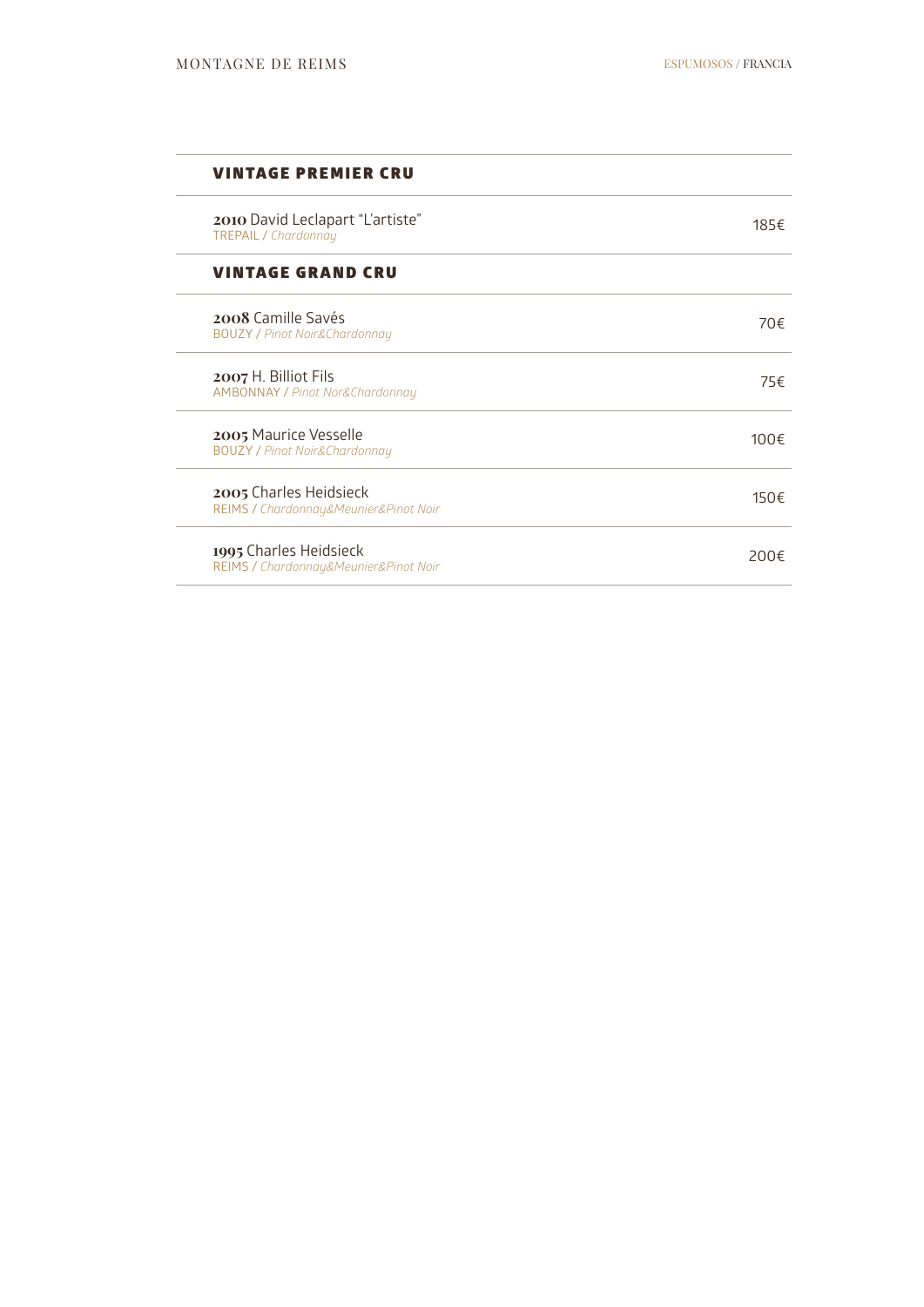MONTAGNE DE REIMS

ESPUMOSOS / FRANCIA

## VINTAGE PREMIER CRU

**2010** David Leclapart "L'artiste"
TREPAIL / *Chardonnay* — 185€

## VINTAGE GRAND CRU

**2008** Camille Savés
BOUZY / *Pinot Noir&Chardonnay* — 70€

**2007** H. Billiot Fils
AMBONNAY / *Pinot Nor&Chardonnay* — 75€

**2005** Maurice Vesselle
BOUZY / *Pinot Noir&Chardonnay* — 100€

**2005** Charles Heidsieck
REIMS / *Chardonnay&Meunier&Pinot Noir* — 150€

**1995** Charles Heidsieck
REIMS / *Chardonnay&Meunier&Pinot Noir* — 200€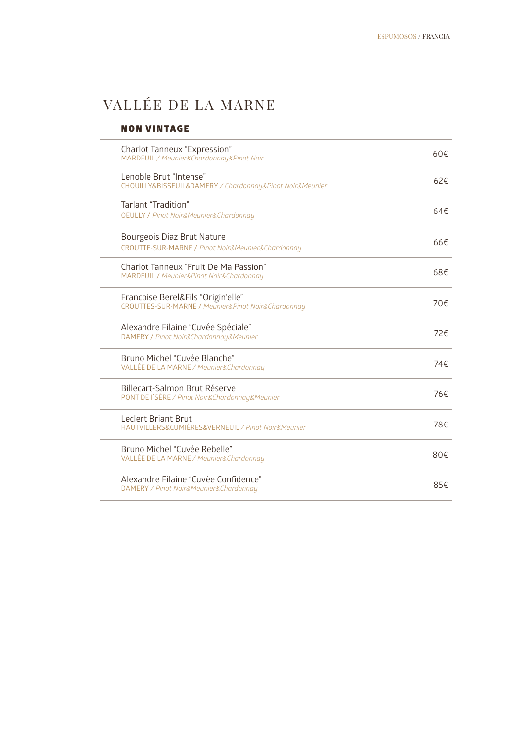# VALLÉE DE LA MARNE

## NON VINTAGE

| | |
|---|---|
| Charlot Tanneux "Expression"<br>MARDEUIL / *Meunier&Chardonnay&Pinot Noir* | 60€ |
| Lenoble Brut "Intense"<br>CHOUILLY&BISSEUIL&DAMERY / *Chardonnay&Pinot Noir&Meunier* | 62€ |
| Tarlant "Tradition"<br>OEULLY / *Pinot Noir&Meunier&Chardonnay* | 64€ |
| Bourgeois Diaz Brut Nature<br>CROUTTE-SUR-MARNE / *Pinot Noir&Meunier&Chardonnay* | 66€ |
| Charlot Tanneux "Fruit De Ma Passion"<br>MARDEUIL / *Meunier&Pinot Noir&Chardonnay* | 68€ |
| Francoise Berel&Fils "Origin'elle"<br>CROUTTES-SUR-MARNE / *Meunier&Pinot Noir&Chardonnay* | 70€ |
| Alexandre Filaine "Cuvée Spéciale"<br>DAMERY / *Pinot Noir&Chardonnay&Meunier* | 72€ |
| Bruno Michel "Cuvée Blanche"<br>VALLÉE DE LA MARNE / *Meunier&Chardonnay* | 74€ |
| Billecart-Salmon Brut Réserve<br>PONT DE I'SÈRE / *Pinot Noir&Chardonnay&Meunier* | 76€ |
| Leclert Briant Brut<br>HAUTVILLERS&CUMIÈRES&VERNEUIL / *Pinot Noir&Meunier* | 78€ |
| Bruno Michel "Cuvée Rebelle"<br>VALLÉE DE LA MARNE / *Meunier&Chardonnay* | 80€ |
| Alexandre Filaine "Cuvèe Confidence"<br>DAMERY / *Pinot Noir&Meunier&Chardonnay* | 85€ |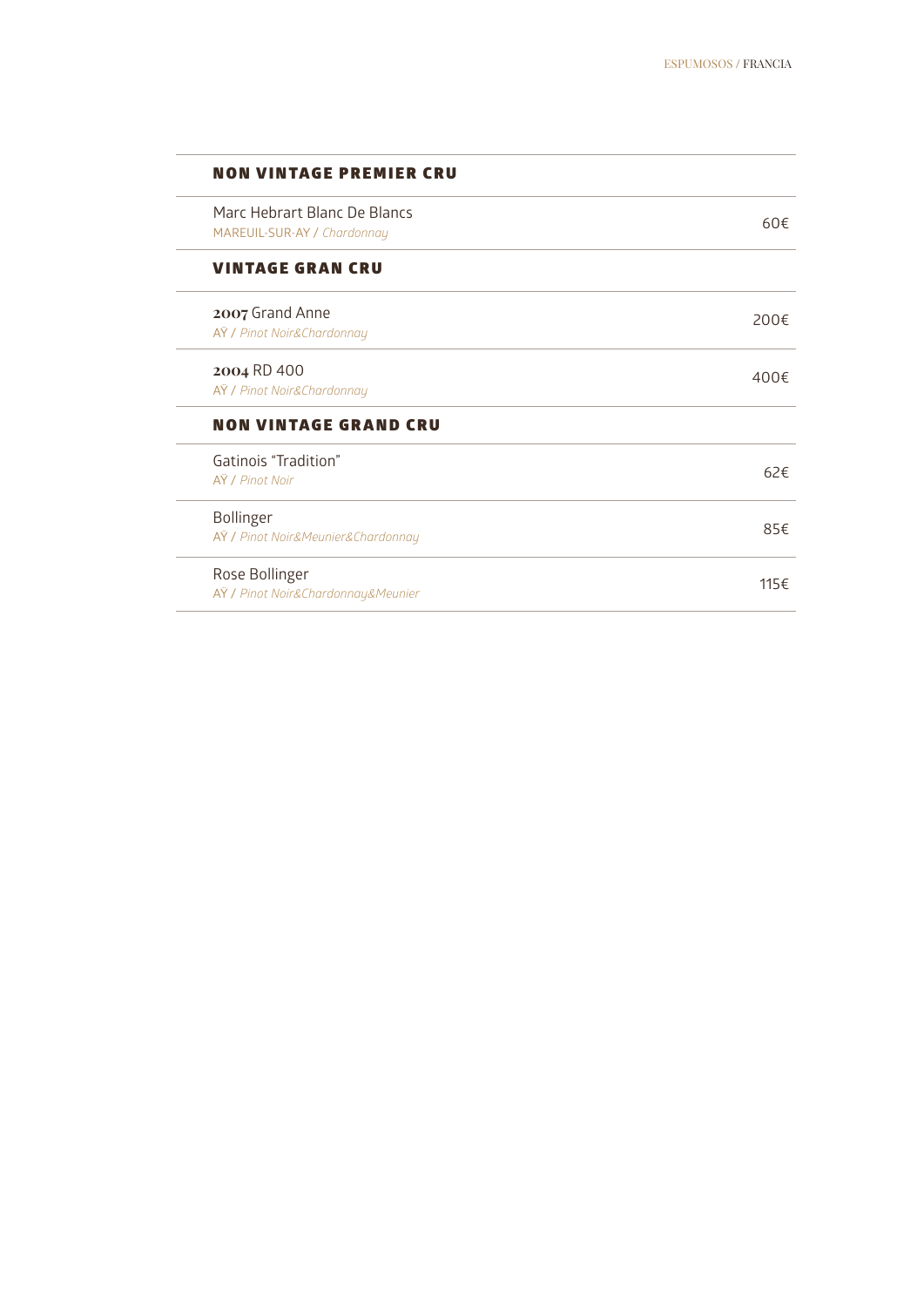## NON VINTAGE PREMIER CRU

| | |
|---|---|
| Marc Hebrart Blanc De Blancs<br>MAREUIL-SUR-AY / *Chardonnay* | 60€ |

## VINTAGE GRAN CRU

| | |
|---|---|
| **2007** Grand Anne<br>AŸ / *Pinot Noir&Chardonnay* | 200€ |
| **2004** RD 400<br>AŸ / *Pinot Noir&Chardonnay* | 400€ |

## NON VINTAGE GRAND CRU

| | |
|---|---|
| Gatinois "Tradition"<br>AŸ / *Pinot Noir* | 62€ |
| Bollinger<br>AŸ / *Pinot Noir&Meunier&Chardonnay* | 85€ |
| Rose Bollinger<br>AŸ / *Pinot Noir&Chardonnay&Meunier* | 115€ |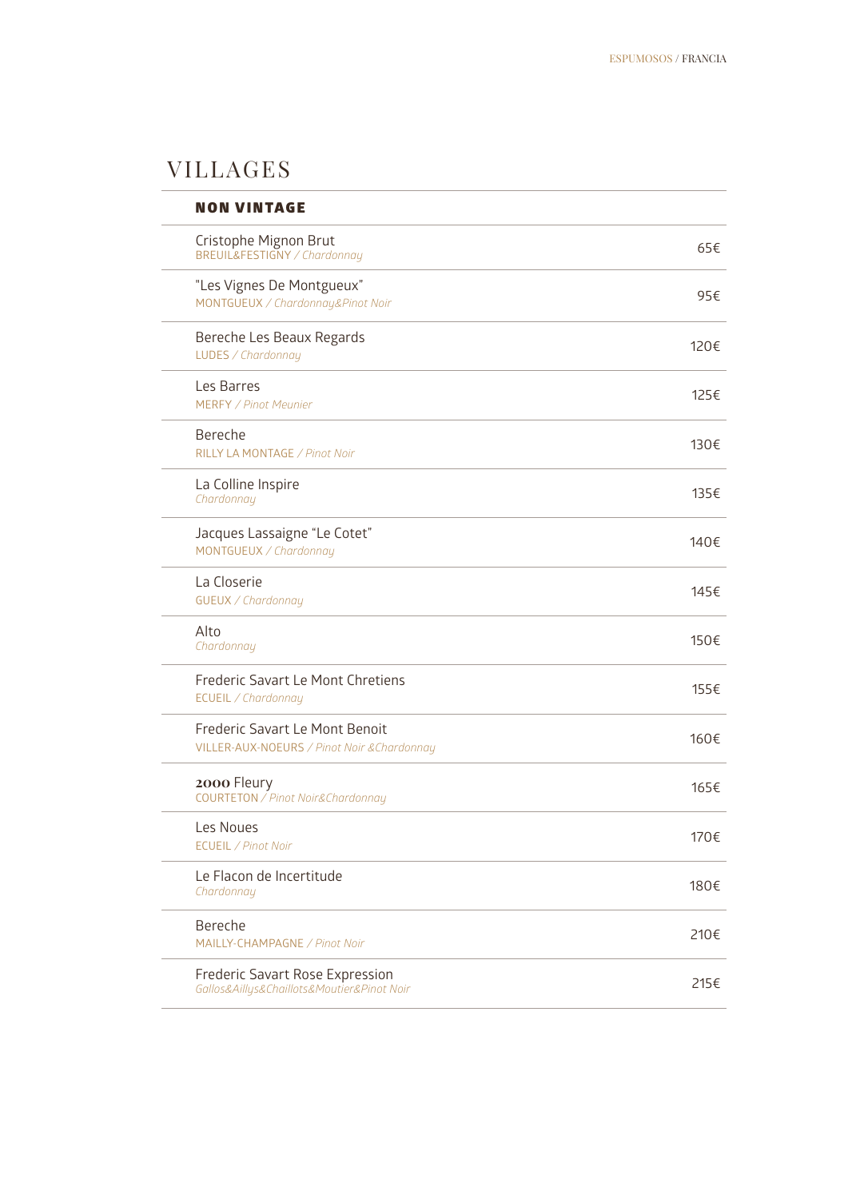# VILLAGES

| **NON VINTAGE** | |
|---|---|
| Cristophe Mignon Brut<br>BREUIL&FESTIGNY / *Chardonnay* | 65€ |
| "Les Vignes De Montgueux"<br>MONTGUEUX / *Chardonnay&Pinot Noir* | 95€ |
| Bereche Les Beaux Regards<br>LUDES / *Chardonnay* | 120€ |
| Les Barres<br>MERFY / *Pinot Meunier* | 125€ |
| Bereche<br>RILLY LA MONTAGE / *Pinot Noir* | 130€ |
| La Colline Inspire<br>*Chardonnay* | 135€ |
| Jacques Lassaigne "Le Cotet"<br>MONTGUEUX / *Chardonnay* | 140€ |
| La Closerie<br>GUEUX / *Chardonnay* | 145€ |
| Alto<br>*Chardonnay* | 150€ |
| Frederic Savart Le Mont Chretiens<br>ECUEIL / *Chardonnay* | 155€ |
| Frederic Savart Le Mont Benoit<br>VILLER-AUX-NOEURS / *Pinot Noir &Chardonnay* | 160€ |
| **2000** Fleury<br>COURTETON / *Pinot Noir&Chardonnay* | 165€ |
| Les Noues<br>ECUEIL / *Pinot Noir* | 170€ |
| Le Flacon de Incertitude<br>*Chardonnay* | 180€ |
| Bereche<br>MAILLY-CHAMPAGNE / *Pinot Noir* | 210€ |
| Frederic Savart Rose Expression<br>*Gallos&Aillys&Chaillots&Moutier&Pinot Noir* | 215€ |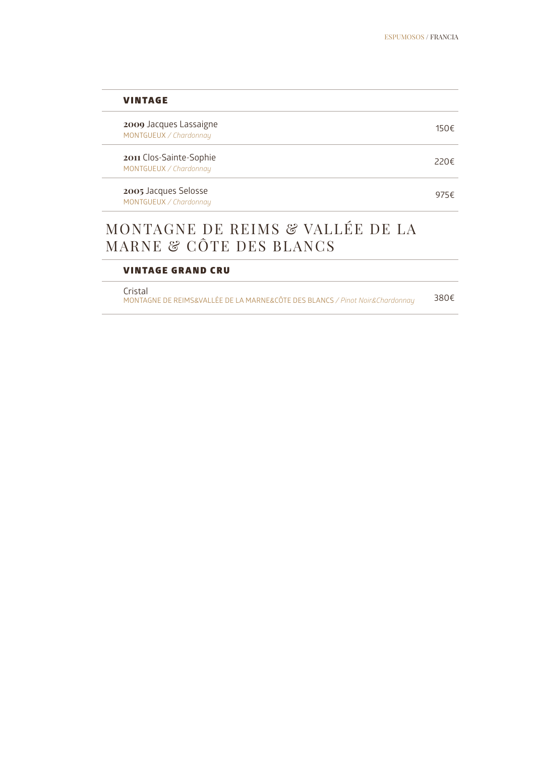### VINTAGE

**2009** Jacques Lassaigne — 150€
MONTGUEUX */ Chardonnay*

**2011** Clos-Sainte-Sophie — 220€
MONTGUEUX */ Chardonnay*

**2005** Jacques Selosse — 975€
MONTGUEUX */ Chardonnay*

## MONTAGNE DE REIMS & VALLÉE DE LA MARNE & CÔTE DES BLANCS

### VINTAGE GRAND CRU

Cristal — 380€
MONTAGNE DE REIMS&VALLÉE DE LA MARNE&CÔTE DES BLANCS */ Pinot Noir&Chardonnay*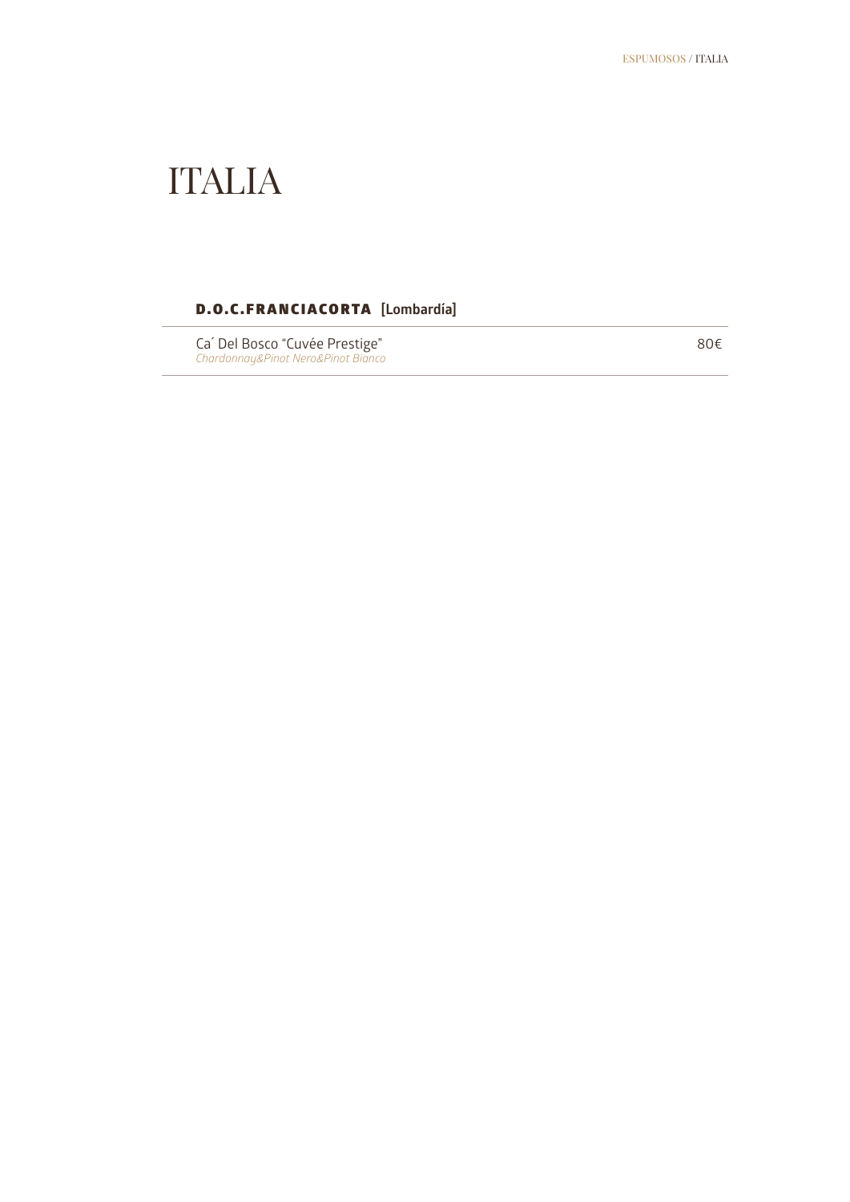# ITALIA

## **D.O.C.FRANCIACORTA** [Lombardía]

| | |
|---|---|
| Ca´ Del Bosco "Cuvée Prestige"<br>*Chardonnay&Pinot Nero&Pinot Bianco* | 80€ |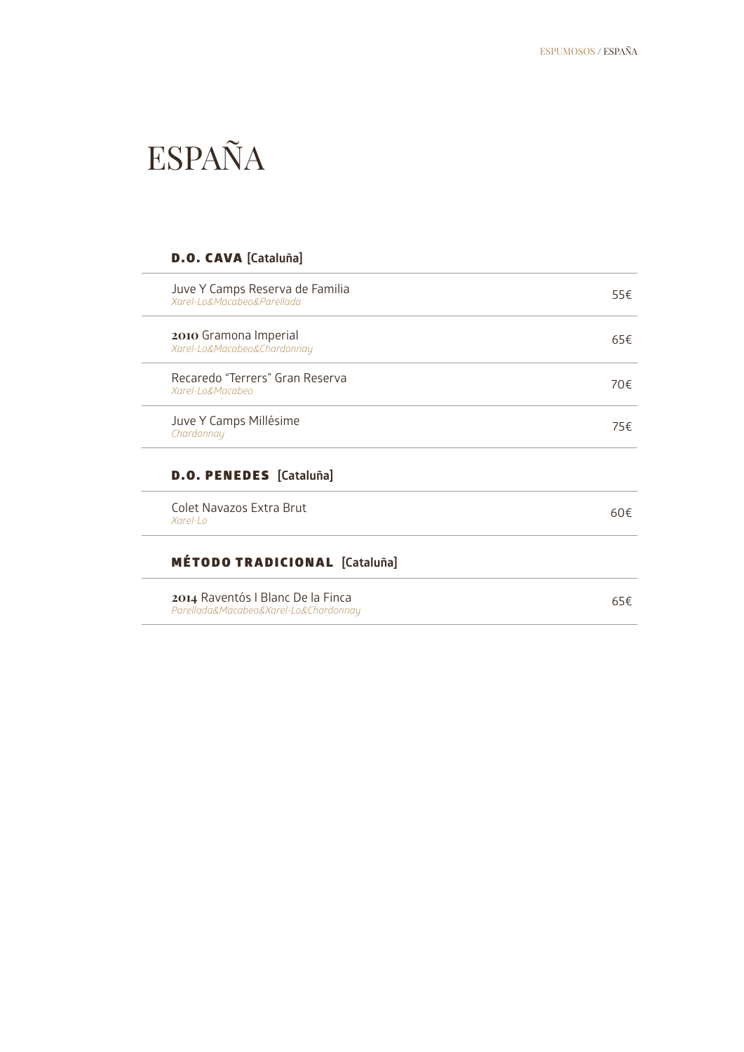# ESPAÑA

## **D.O. CAVA** [Cataluña]

| Vino | Precio |
|---|---|
| Juve Y Camps Reserva de Familia<br>*Xarel-Lo&Macabeo&Parellada* | 55€ |
| **2010** Gramona Imperial<br>*Xarel-Lo&Macabeo&Chardonnay* | 65€ |
| Recaredo "Terrers" Gran Reserva<br>*Xarel-Lo&Macabeo* | 70€ |
| Juve Y Camps Millésime<br>*Chardonnay* | 75€ |

## **D.O. PENEDES** [Cataluña]

| Vino | Precio |
|---|---|
| Colet Navazos Extra Brut<br>*Xarel-Lo* | 60€ |

## **MÉTODO TRADICIONAL** [Cataluña]

| Vino | Precio |
|---|---|
| **2014** Raventós I Blanc De la Finca<br>*Parellada&Macabeo&Xarel-Lo&Chardonnay* | 65€ |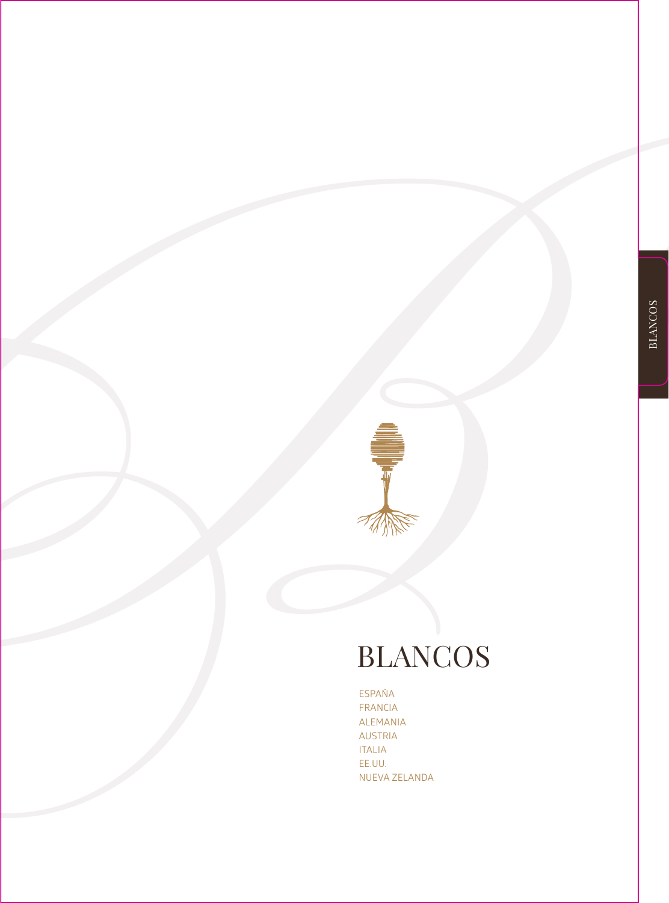# BLANCOS

ESPAÑA
FRANCIA
ALEMANIA
AUSTRIA
ITALIA
EE.UU.
NUEVA ZELANDA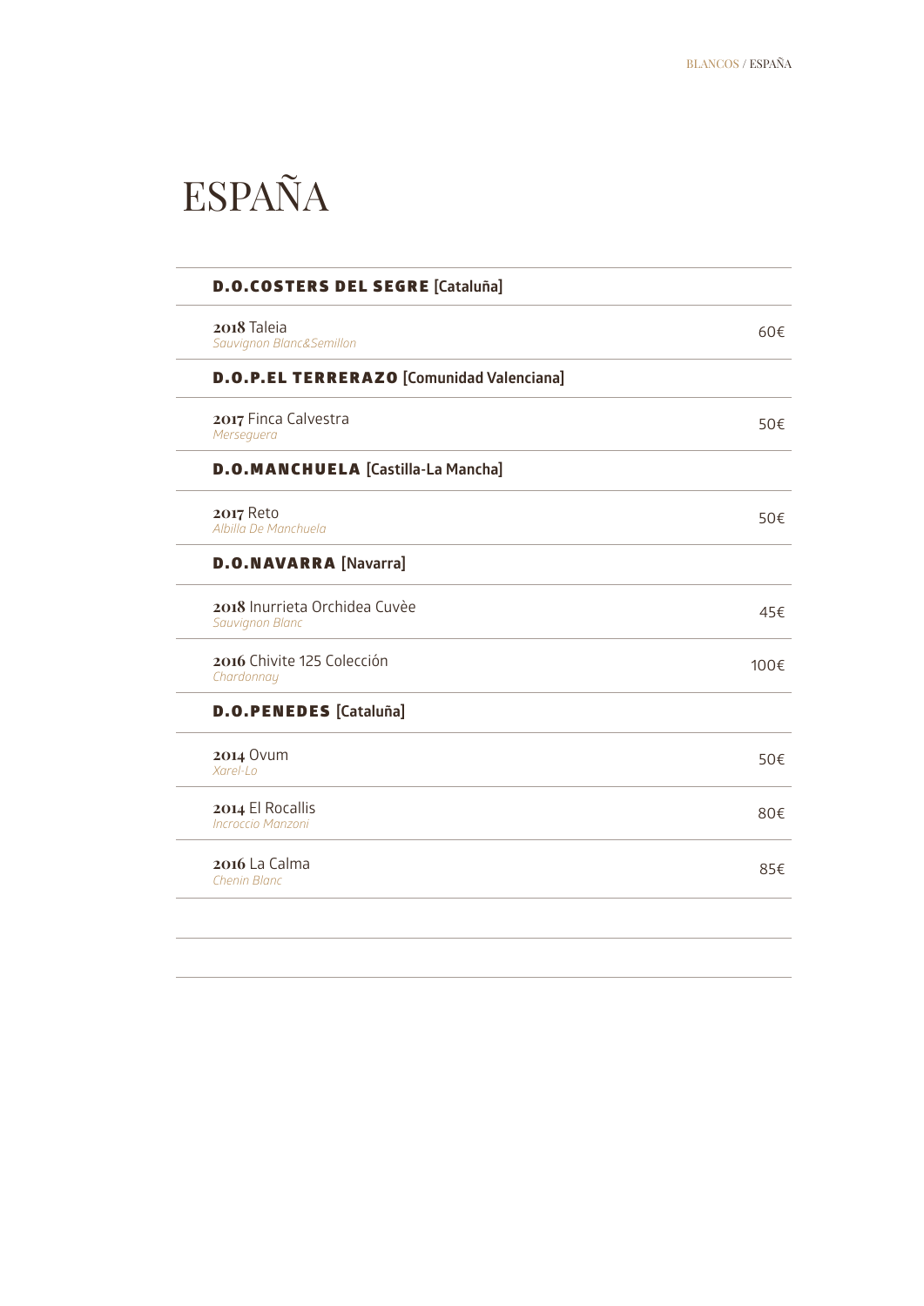# ESPAÑA

## D.O.COSTERS DEL SEGRE [Cataluña]

| | |
|---|---|
| **2018** Taleia<br>*Sauvignon Blanc&Semillon* | 60€ |

## D.O.P.EL TERRERAZO [Comunidad Valenciana]

| | |
|---|---|
| **2017** Finca Calvestra<br>*Merseguera* | 50€ |

## D.O.MANCHUELA [Castilla-La Mancha]

| | |
|---|---|
| **2017** Reto<br>*Albilla De Manchuela* | 50€ |

## D.O.NAVARRA [Navarra]

| | |
|---|---|
| **2018** Inurrieta Orchidea Cuvèe<br>*Sauvignon Blanc* | 45€ |
| **2016** Chivite 125 Colección<br>*Chardonnay* | 100€ |

## D.O.PENEDES [Cataluña]

| | |
|---|---|
| **2014** Ovum<br>*Xarel-Lo* | 50€ |
| **2014** El Rocallis<br>*Incroccio Manzoni* | 80€ |
| **2016** La Calma<br>*Chenin Blanc* | 85€ |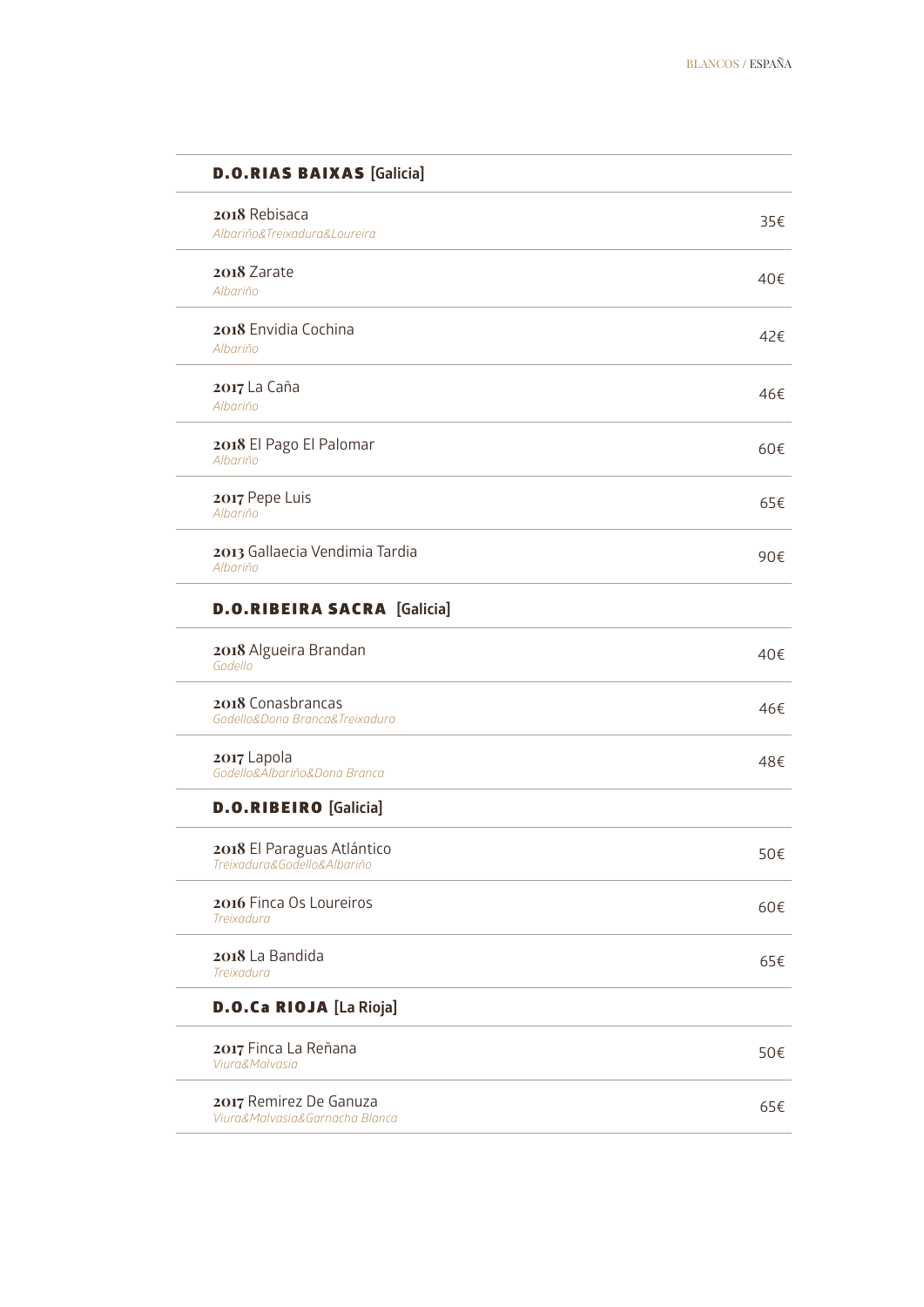BLANCOS / ESPAÑA

## D.O.RIAS BAIXAS [Galicia]

| Vino | Precio |
| --- | --- |
| **2018** Rebisaca<br>*Albariño&Treixadura&Loureira* | 35€ |
| **2018** Zarate<br>*Albariño* | 40€ |
| **2018** Envidia Cochina<br>*Albariño* | 42€ |
| **2017** La Caña<br>*Albariño* | 46€ |
| **2018** El Pago El Palomar<br>*Albariño* | 60€ |
| **2017** Pepe Luis<br>*Albariño* | 65€ |
| **2013** Gallaecia Vendimia Tardia<br>*Albariño* | 90€ |

## D.O.RIBEIRA SACRA [Galicia]

| Vino | Precio |
| --- | --- |
| **2018** Algueira Brandan<br>*Godello* | 40€ |
| **2018** Conasbrancas<br>*Godello&Dona Branca&Treixadura* | 46€ |
| **2017** Lapola<br>*Godello&Albariño&Dona Branca* | 48€ |

## D.O.RIBEIRO [Galicia]

| Vino | Precio |
| --- | --- |
| **2018** El Paraguas Atlántico<br>*Treixadura&Godello&Albariño* | 50€ |
| **2016** Finca Os Loureiros<br>*Treixadura* | 60€ |
| **2018** La Bandida<br>*Treixadura* | 65€ |

## D.O.Ca RIOJA [La Rioja]

| Vino | Precio |
| --- | --- |
| **2017** Finca La Reñana<br>*Viura&Malvasia* | 50€ |
| **2017** Remirez De Ganuza<br>*Viura&Malvasia&Garnacha Blanca* | 65€ |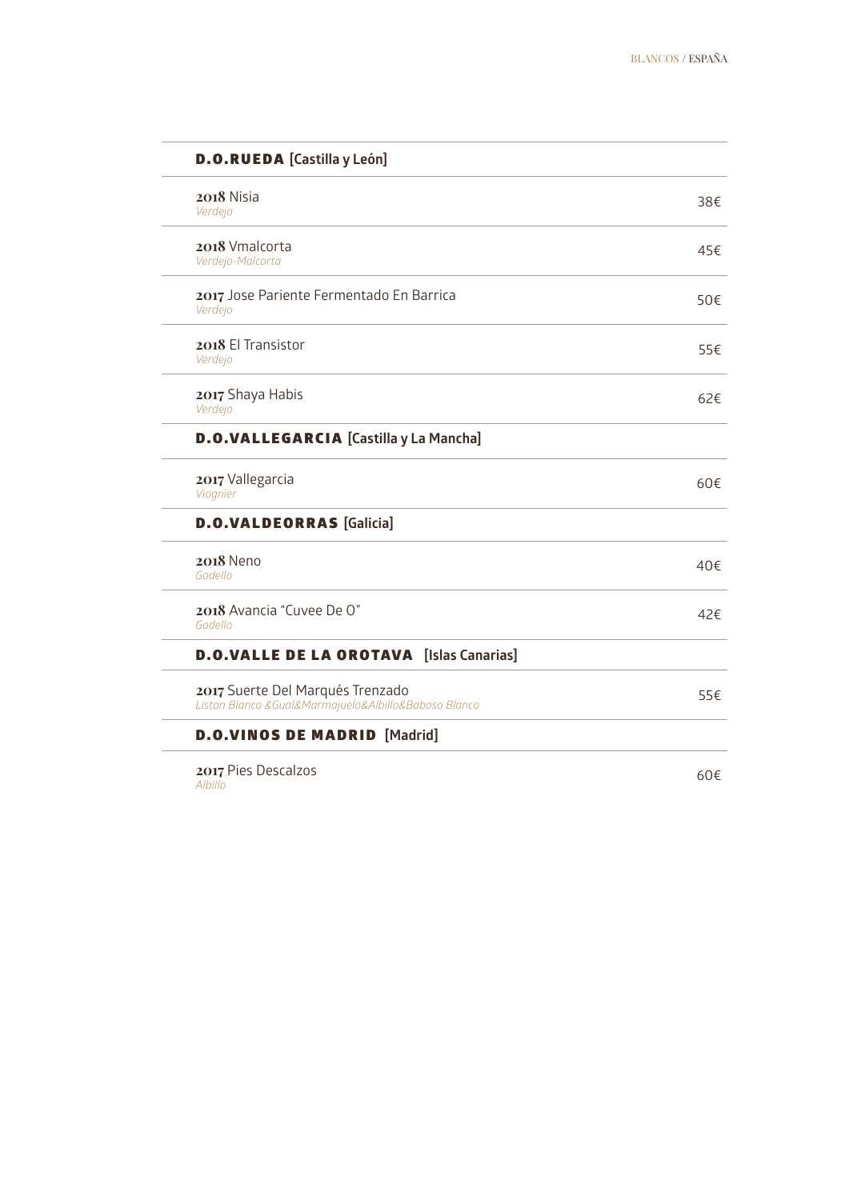## D.O.RUEDA [Castilla y León]

**2018** Nisia
*Verdejo*
38€

**2018** Vmalcorta
*Verdejo-Malcorta*
45€

**2017** Jose Pariente Fermentado En Barrica
*Verdejo*
50€

**2018** El Transistor
*Verdejo*
55€

**2017** Shaya Habis
*Verdejo*
62€

## D.O.VALLEGARCIA [Castilla y La Mancha]

**2017** Vallegarcia
*Viognier*
60€

## D.O.VALDEORRAS [Galicia]

**2018** Neno
*Godello*
40€

**2018** Avancia "Cuvee De O"
*Godello*
42€

## D.O.VALLE DE LA OROTAVA [Islas Canarias]

**2017** Suerte Del Marqués Trenzado
*Listan Blanco &Gual&Marmajuelo&Albillo&Baboso Blanco*
55€

## D.O.VINOS DE MADRID [Madrid]

**2017** Pies Descalzos
*Albillo*
60€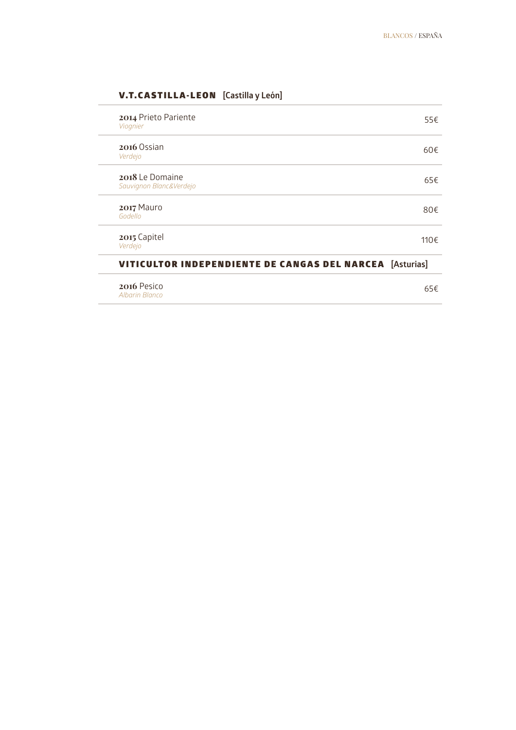## V.T.CASTILLA-LEON [Castilla y León]

**2014** Prieto Pariente
*Viognier*
55€

**2016** Ossian
*Verdejo*
60€

**2018** Le Domaine
*Sauvignon Blanc&Verdejo*
65€

**2017** Mauro
*Godello*
80€

**2015** Capitel
*Verdejo*
110€

## VITICULTOR INDEPENDIENTE DE CANGAS DEL NARCEA [Asturias]

**2016** Pesico
*Albarin Blanco*
65€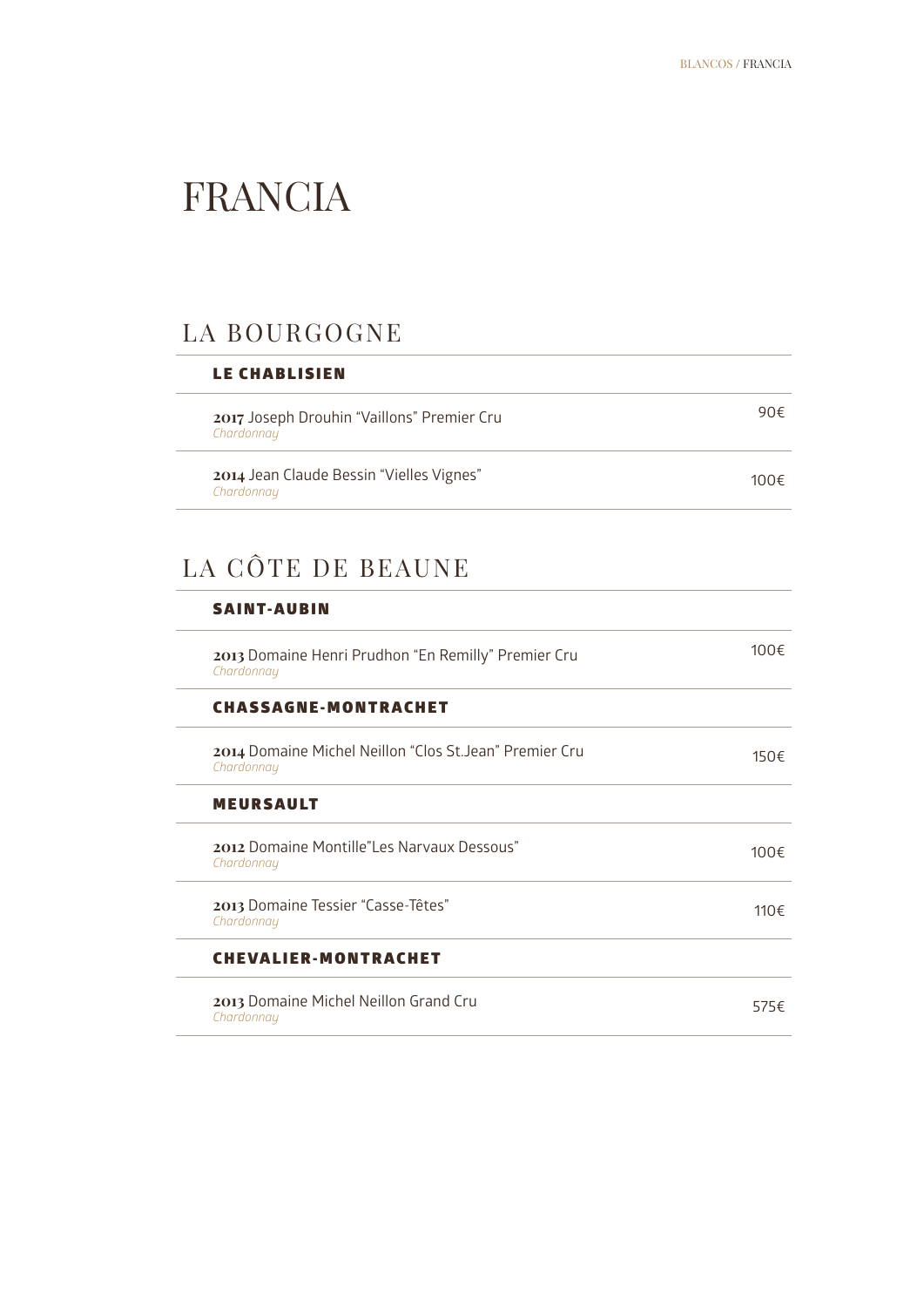# FRANCIA

## LA BOURGOGNE

### LE CHABLISIEN

| Vino | Precio |
|---|---|
| **2017** Joseph Drouhin "Vaillons" Premier Cru<br>*Chardonnay* | 90€ |
| **2014** Jean Claude Bessin "Vielles Vignes"<br>*Chardonnay* | 100€ |

## LA CÔTE DE BEAUNE

### SAINT-AUBIN

| Vino | Precio |
|---|---|
| **2013** Domaine Henri Prudhon "En Remilly" Premier Cru<br>*Chardonnay* | 100€ |

### CHASSAGNE-MONTRACHET

| Vino | Precio |
|---|---|
| **2014** Domaine Michel Neillon "Clos St.Jean" Premier Cru<br>*Chardonnay* | 150€ |

### MEURSAULT

| Vino | Precio |
|---|---|
| **2012** Domaine Montille"Les Narvaux Dessous"<br>*Chardonnay* | 100€ |
| **2013** Domaine Tessier "Casse-Têtes"<br>*Chardonnay* | 110€ |

### CHEVALIER-MONTRACHET

| Vino | Precio |
|---|---|
| **2013** Domaine Michel Neillon Grand Cru<br>*Chardonnay* | 575€ |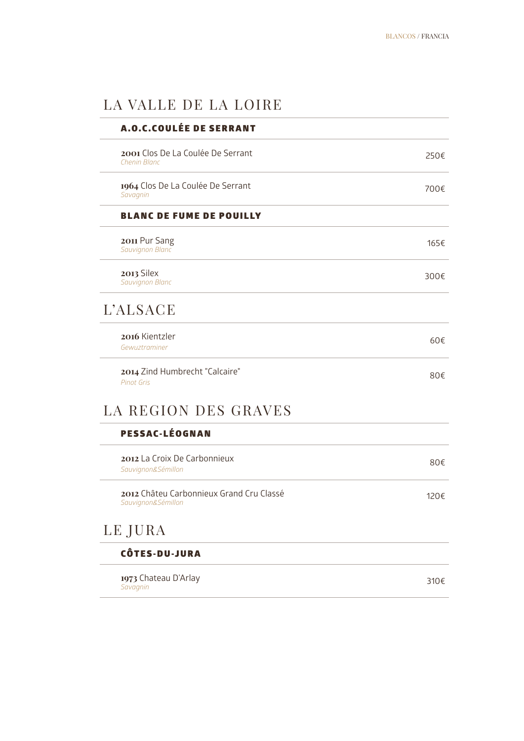# LA VALLE DE LA LOIRE

### A.O.C.COULÉE DE SERRANT

**2001** Clos De La Coulée De Serrant
*Chenin Blanc* — 250€

**1964** Clos De La Coulée De Serrant
*Savagnin* — 700€

### BLANC DE FUME DE POUILLY

**2011** Pur Sang
*Sauvignon Blanc* — 165€

**2013** Silex
*Sauvignon Blanc* — 300€

# L'ALSACE

**2016** Kientzler
*Gewuztraminer* — 60€

**2014** Zind Humbrecht "Calcaire"
*Pinot Gris* — 80€

# LA REGION DES GRAVES

### PESSAC-LÉOGNAN

**2012** La Croix De Carbonnieux
*Sauvignon&Sémillon* — 80€

**2012** Châteu Carbonnieux Grand Cru Classé
*Sauvignon&Sémillon* — 120€

# LE JURA

### CÔTES-DU-JURA

**1973** Chateau D'Arlay
*Savagnin* — 310€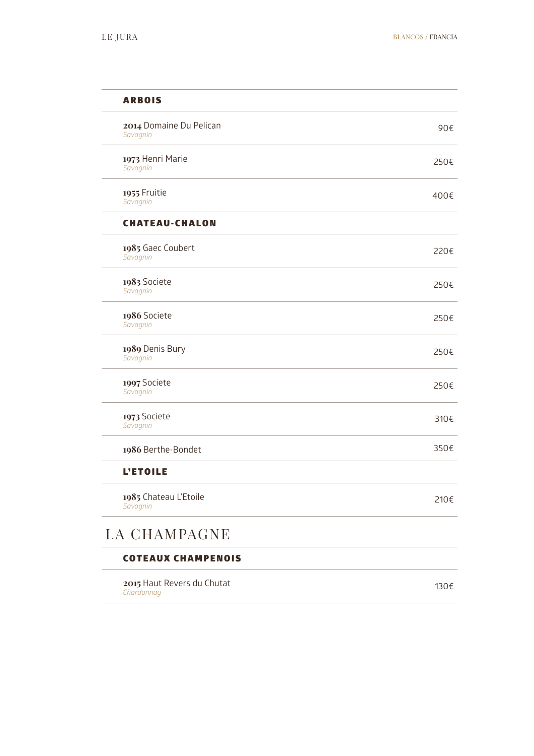## ARBOIS

**2014** Domaine Du Pelican — 90€
*Savagnin*

**1973** Henri Marie — 250€
*Savagnin*

**1955** Fruitie — 400€
*Savagnin*

## CHATEAU-CHALON

**1985** Gaec Coubert — 220€
*Savagnin*

**1983** Societe — 250€
*Savagnin*

**1986** Societe — 250€
*Savagnin*

**1989** Denis Bury — 250€
*Savagnin*

**1997** Societe — 250€
*Savagnin*

**1973** Societe — 310€
*Savagnin*

**1986** Berthe-Bondet — 350€

## L'ETOILE

**1985** Chateau L'Etoile — 210€
*Savagnin*

# LA CHAMPAGNE

## COTEAUX CHAMPENOIS

**2015** Haut Revers du Chutat — 130€
*Chardonnay*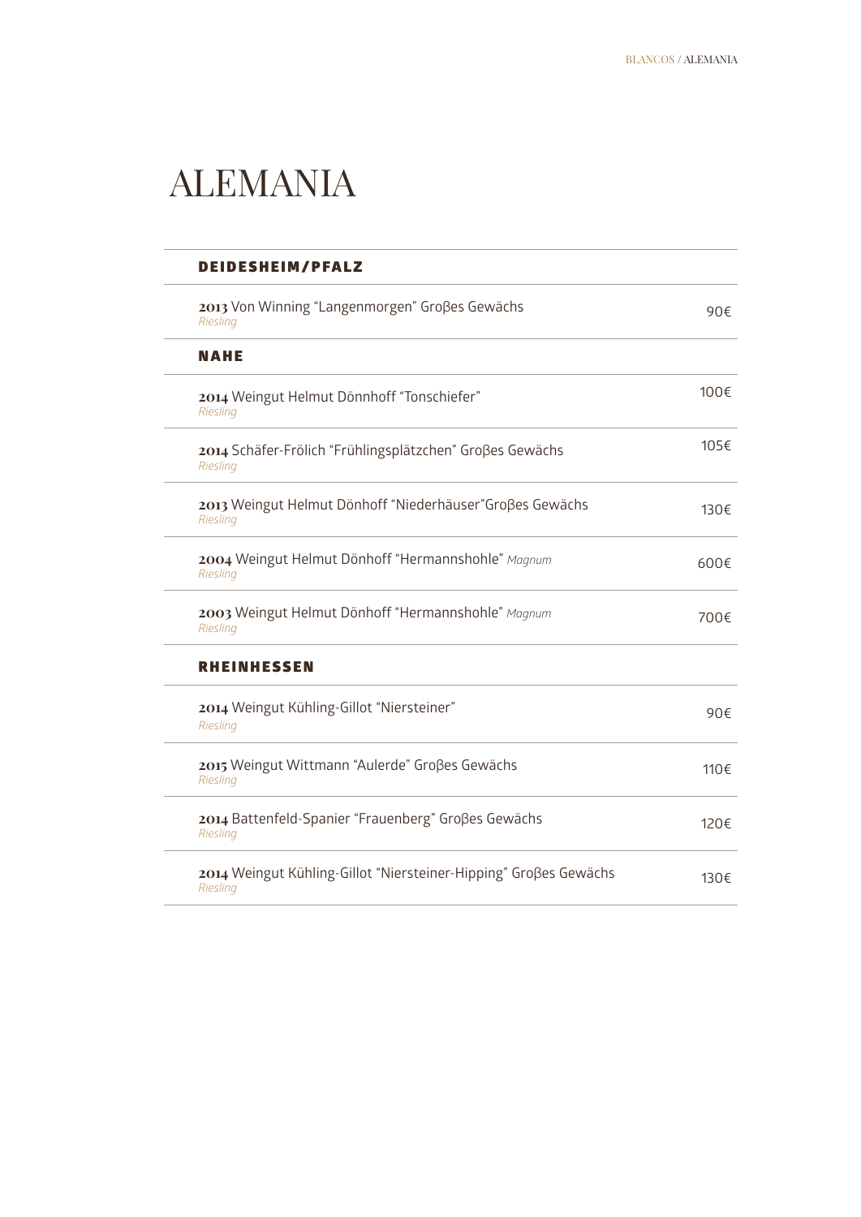# ALEMANIA

## DEIDESHEIM/PFALZ

| | |
|---|---|
| **2013** Von Winning "Langenmorgen" Groβes Gewächs<br>*Riesling* | 90€ |

## NAHE

| | |
|---|---|
| **2014** Weingut Helmut Dönnhoff "Tonschiefer"<br>*Riesling* | 100€ |
| **2014** Schäfer-Frölich "Frühlingsplätzchen" Groβes Gewächs<br>*Riesling* | 105€ |
| **2013** Weingut Helmut Dönhoff "Niederhäuser"Groβes Gewächs<br>*Riesling* | 130€ |
| **2004** Weingut Helmut Dönhoff "Hermannshohle" *Magnum*<br>*Riesling* | 600€ |
| **2003** Weingut Helmut Dönhoff "Hermannshohle" *Magnum*<br>*Riesling* | 700€ |

## RHEINHESSEN

| | |
|---|---|
| **2014** Weingut Kühling-Gillot "Niersteiner"<br>*Riesling* | 90€ |
| **2015** Weingut Wittmann "Aulerde" Groβes Gewächs<br>*Riesling* | 110€ |
| **2014** Battenfeld-Spanier "Frauenberg" Groβes Gewächs<br>*Riesling* | 120€ |
| **2014** Weingut Kühling-Gillot "Niersteiner-Hipping" Groβes Gewächs<br>*Riesling* | 130€ |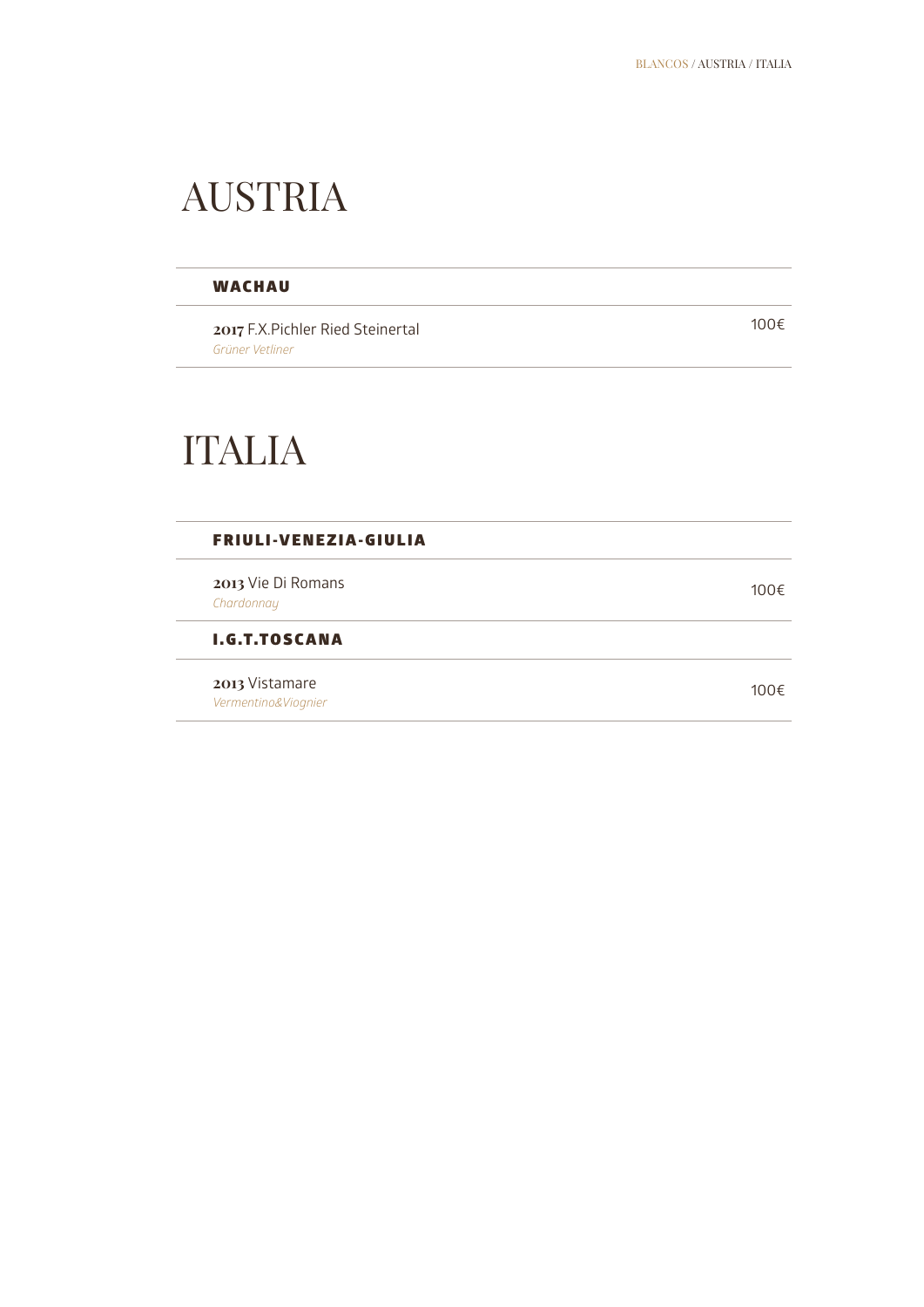# AUSTRIA

## WACHAU

**2017** F.X.Pichler Ried Steinertal — 100€
*Grüner Vetliner*

# ITALIA

## FRIULI-VENEZIA-GIULIA

**2013** Vie Di Romans — 100€
*Chardonnay*

## I.G.T.TOSCANA

**2013** Vistamare — 100€
*Vermentino&Viognier*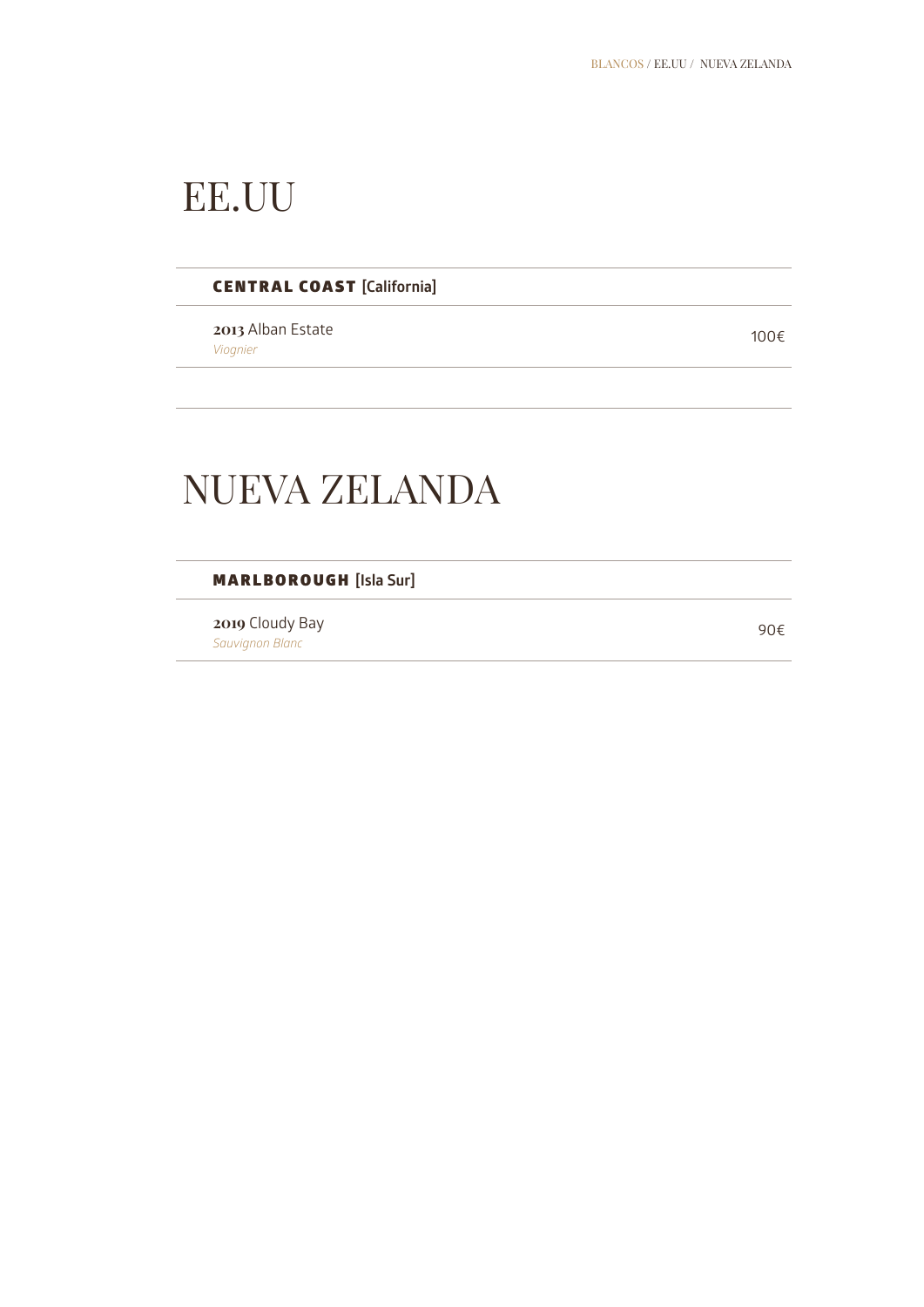# EE.UU

**CENTRAL COAST** [California]

**2013** Alban Estate
*Viognier*
100€

# NUEVA ZELANDA

**MARLBOROUGH** [Isla Sur]

**2019** Cloudy Bay
*Sauvignon Blanc*
90€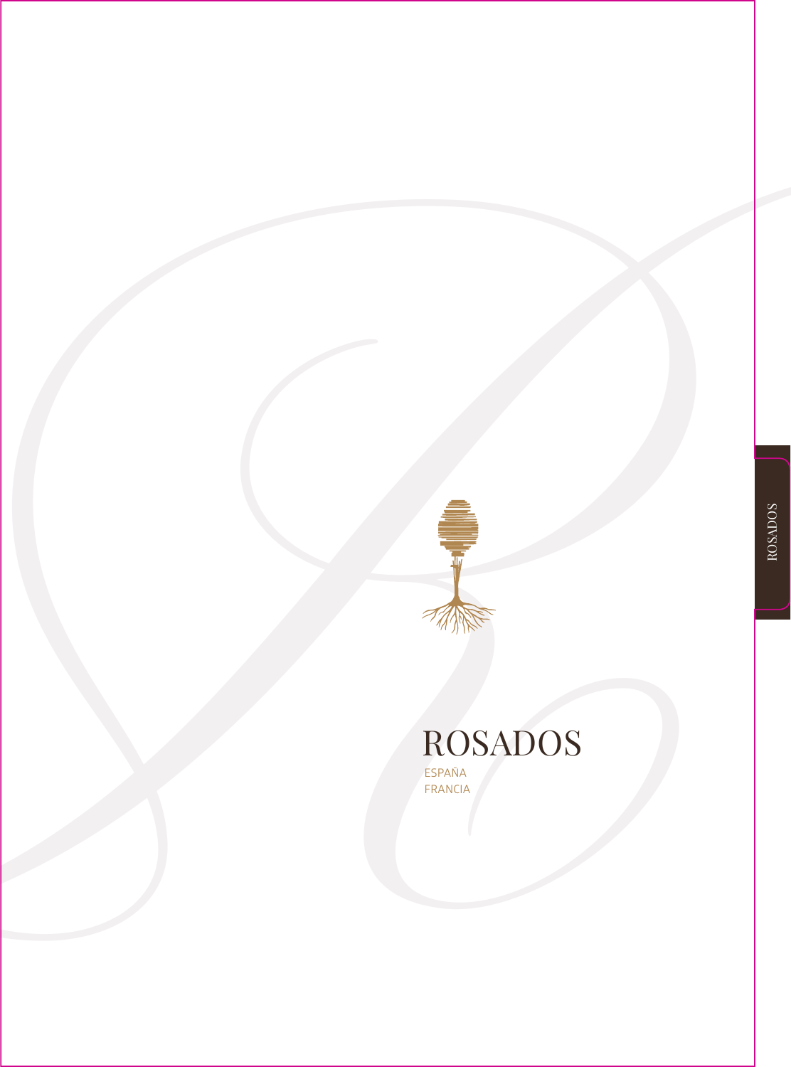# ROSADOS

ESPAÑA
FRANCIA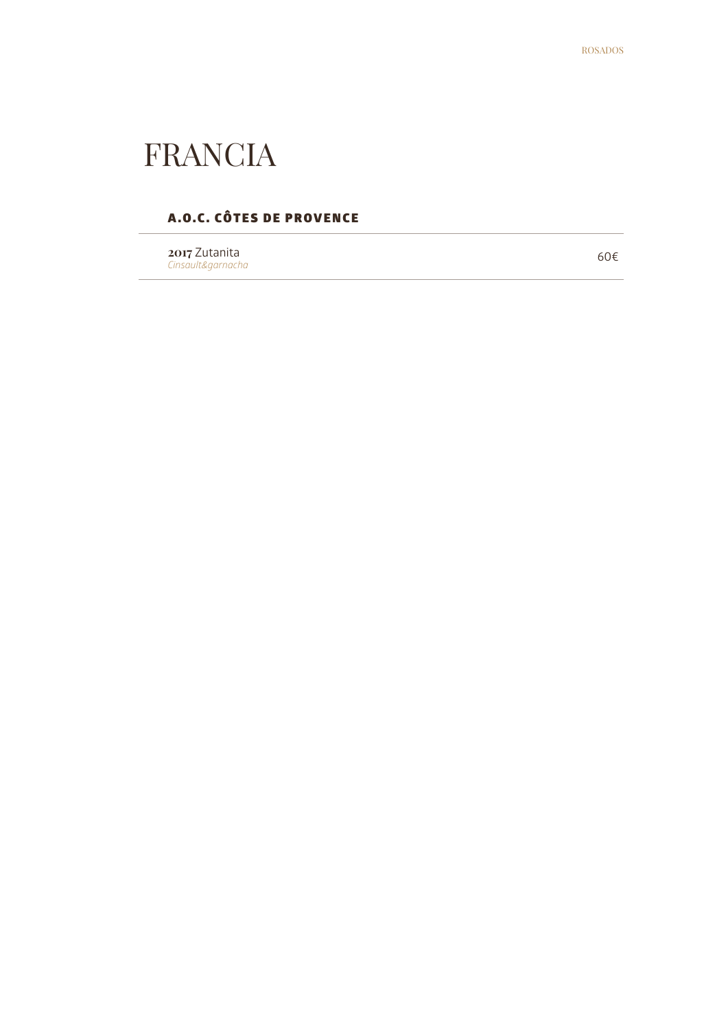# FRANCIA

## A.O.C. CÔTES DE PROVENCE

**2017** Zutanita 60€
*Cinsault&garnacha*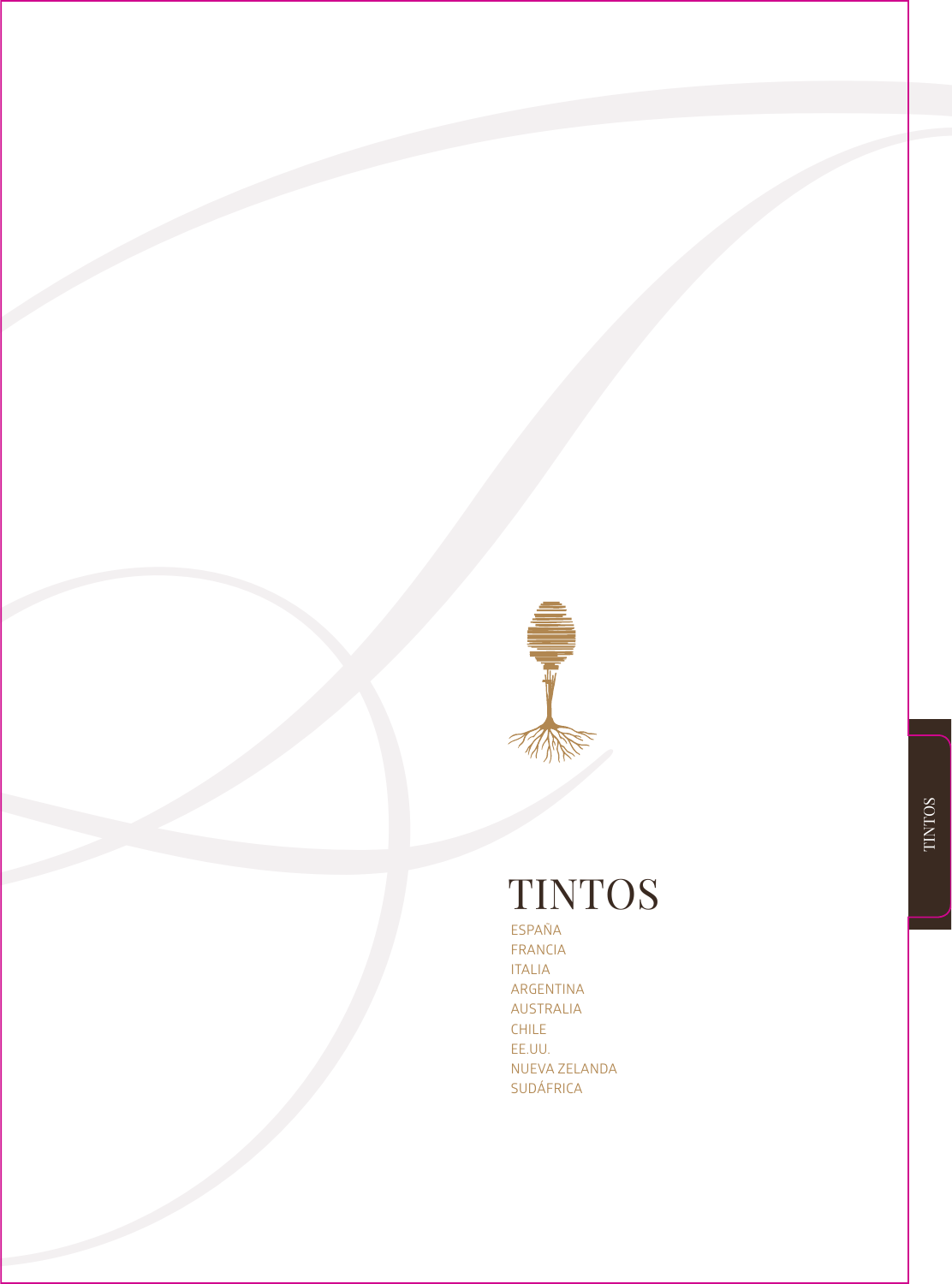# TINTOS

- ESPAÑA
- FRANCIA
- ITALIA
- ARGENTINA
- AUSTRALIA
- CHILE
- EE.UU.
- NUEVA ZELANDA
- SUDÁFRICA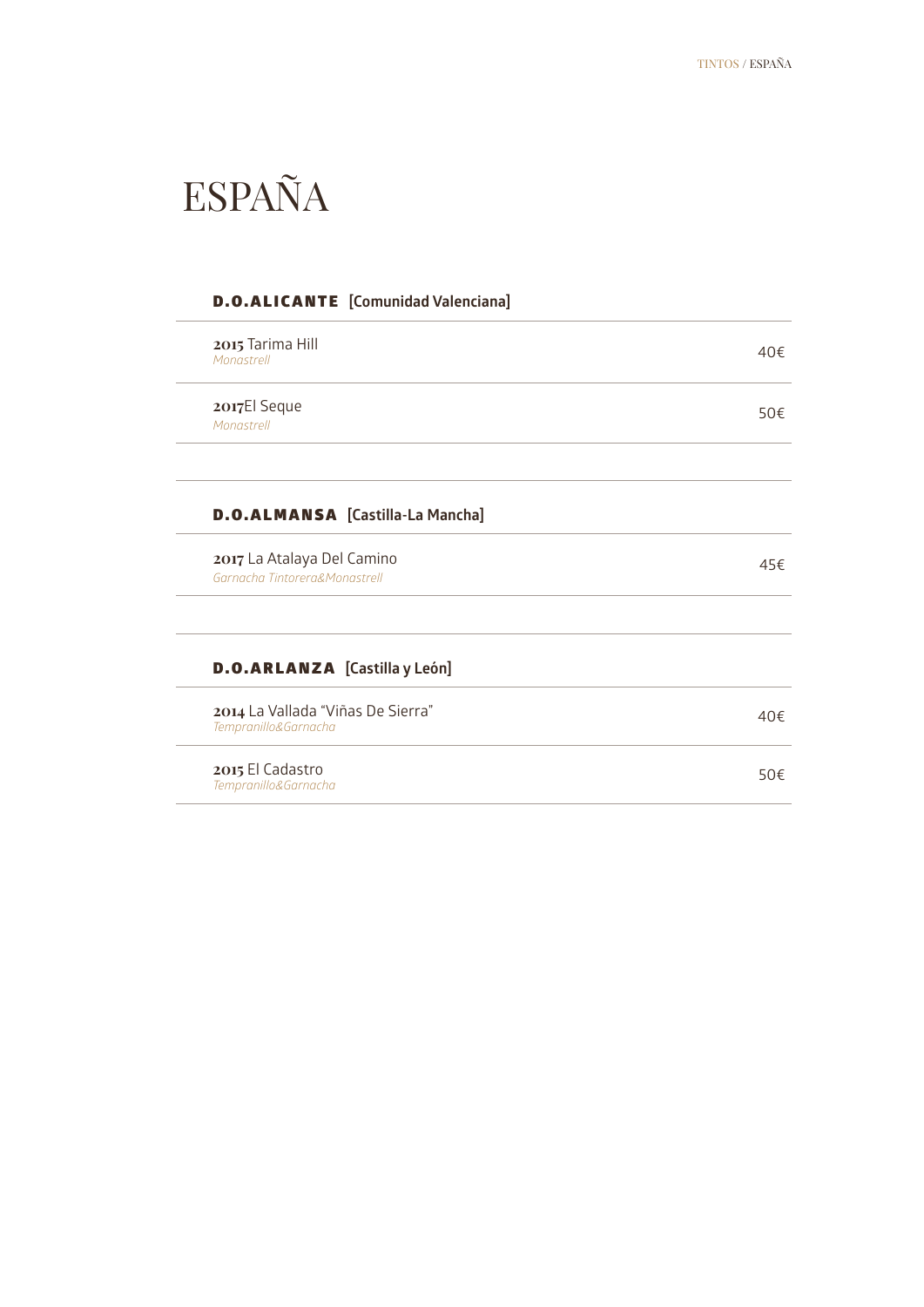# ESPAÑA

## D.O.ALICANTE [Comunidad Valenciana]

| Vino | Precio |
|---|---|
| **2015** Tarima Hill<br>*Monastrell* | 40€ |
| **2017**El Seque<br>*Monastrell* | 50€ |

## D.O.ALMANSA [Castilla-La Mancha]

| Vino | Precio |
|---|---|
| **2017** La Atalaya Del Camino<br>*Garnacha Tintorera&Monastrell* | 45€ |

## D.O.ARLANZA [Castilla y León]

| Vino | Precio |
|---|---|
| **2014** La Vallada “Viñas De Sierra”<br>*Tempranillo&Garnacha* | 40€ |
| **2015** El Cadastro<br>*Tempranillo&Garnacha* | 50€ |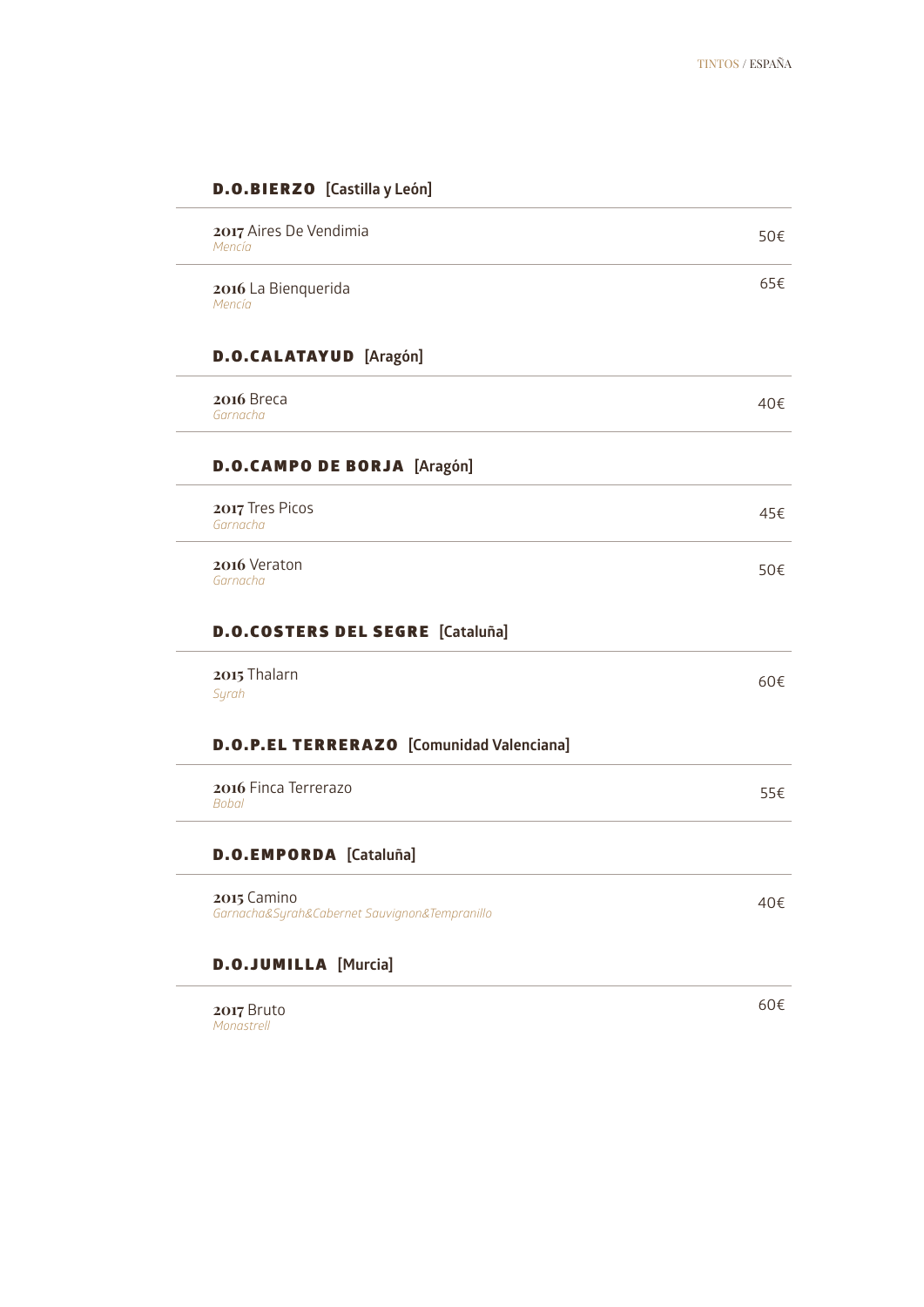## D.O.BIERZO [Castilla y León]

**2017** Aires De Vendimia 50€
*Mencía*

**2016** La Bienquerida 65€
*Mencía*

## D.O.CALATAYUD [Aragón]

**2016** Breca 40€
*Garnacha*

## D.O.CAMPO DE BORJA [Aragón]

**2017** Tres Picos 45€
*Garnacha*

**2016** Veraton 50€
*Garnacha*

## D.O.COSTERS DEL SEGRE [Cataluña]

**2015** Thalarn 60€
*Syrah*

## D.O.P.EL TERRERAZO [Comunidad Valenciana]

**2016** Finca Terrerazo 55€
*Bobal*

## D.O.EMPORDA [Cataluña]

**2015** Camino 40€
*Garnacha&Syrah&Cabernet Sauvignon&Tempranillo*

## D.O.JUMILLA [Murcia]

**2017** Bruto 60€
*Monastrell*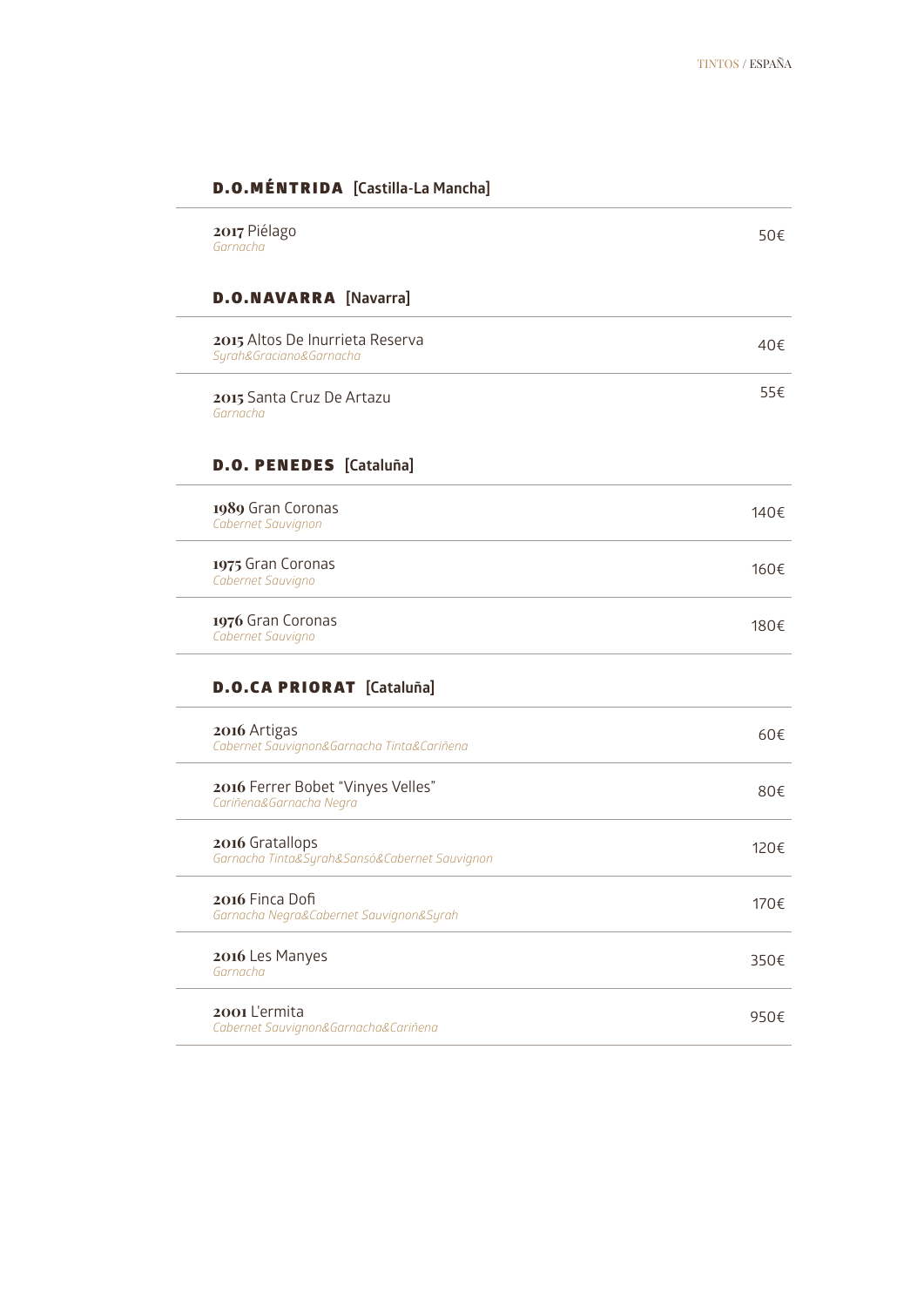## D.O.MÉNTRIDA [Castilla-La Mancha]

| Vino | Precio |
|---|---|
| **2017** Piélago<br>*Garnacha* | 50€ |

## D.O.NAVARRA [Navarra]

| Vino | Precio |
|---|---|
| **2015** Altos De Inurrieta Reserva<br>*Syrah&Graciano&Garnacha* | 40€ |
| **2015** Santa Cruz De Artazu<br>*Garnacha* | 55€ |

## D.O. PENEDES [Cataluña]

| Vino | Precio |
|---|---|
| **1989** Gran Coronas<br>*Cabernet Sauvignon* | 140€ |
| **1975** Gran Coronas<br>*Cabernet Sauvigno* | 160€ |
| **1976** Gran Coronas<br>*Cabernet Sauvigno* | 180€ |

## D.O.CA PRIORAT [Cataluña]

| Vino | Precio |
|---|---|
| **2016** Artigas<br>*Cabernet Sauvignon&Garnacha Tinta&Cariñena* | 60€ |
| **2016** Ferrer Bobet "Vinyes Velles"<br>*Cariñena&Garnacha Negra* | 80€ |
| **2016** Gratallops<br>*Garnacha Tinta&Syrah&Sansó&Cabernet Sauvignon* | 120€ |
| **2016** Finca Dofi<br>*Garnacha Negra&Cabernet Sauvignon&Syrah* | 170€ |
| **2016** Les Manyes<br>*Garnacha* | 350€ |
| **2001** L'ermita<br>*Cabernet Sauvignon&Garnacha&Cariñena* | 950€ |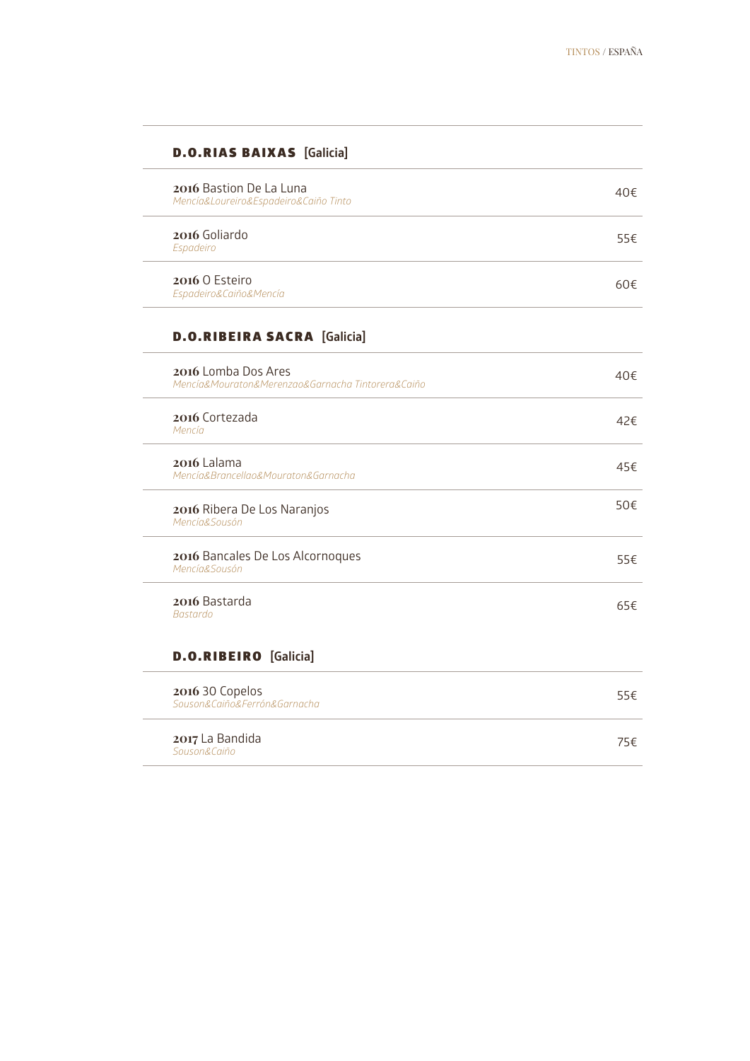## D.O.RIAS BAIXAS [Galicia]

**2016** Bastion De La Luna — 40€
*Mencia&Loureiro&Espadeiro&Caiño Tinto*

**2016** Goliardo — 55€
*Espadeiro*

**2016** O Esteiro — 60€
*Espadeiro&Caiño&Mencía*

## D.O.RIBEIRA SACRA [Galicia]

**2016** Lomba Dos Ares — 40€
*Mencía&Mouraton&Merenzao&Garnacha Tintorera&Caiño*

**2016** Cortezada — 42€
*Mencia*

**2016** Lalama — 45€
*Mencía&Brancellao&Mouraton&Garnacha*

**2016** Ribera De Los Naranjos — 50€
*Mencía&Sousón*

**2016** Bancales De Los Alcornoques — 55€
*Mencía&Sousón*

**2016** Bastarda — 65€
*Bastardo*

## D.O.RIBEIRO [Galicia]

**2016** 30 Copelos — 55€
*Souson&Caiño&Ferrón&Garnacha*

**2017** La Bandida — 75€
*Souson&Caiño*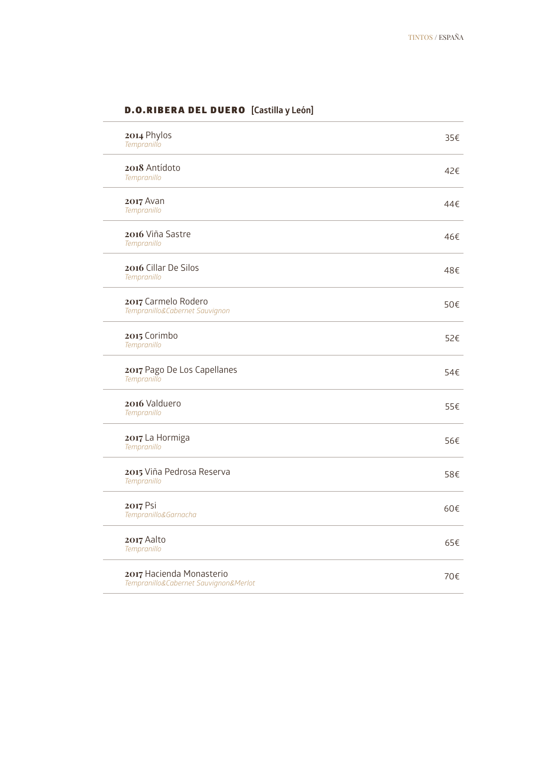## D.O.RIBERA DEL DUERO [Castilla y León]

| Vino | Precio |
| --- | --- |
| **2014** Phylos<br>*Tempranillo* | 35€ |
| **2018** Antídoto<br>*Tempranillo* | 42€ |
| **2017** Avan<br>*Tempranillo* | 44€ |
| **2016** Viña Sastre<br>*Tempranillo* | 46€ |
| **2016** Cillar De Silos<br>*Tempranillo* | 48€ |
| **2017** Carmelo Rodero<br>*Tempranillo&Cabernet Sauvignon* | 50€ |
| **2015** Corimbo<br>*Tempranillo* | 52€ |
| **2017** Pago De Los Capellanes<br>*Tempranillo* | 54€ |
| **2016** Valduero<br>*Tempranillo* | 55€ |
| **2017** La Hormiga<br>*Tempranillo* | 56€ |
| **2015** Viña Pedrosa Reserva<br>*Tempranillo* | 58€ |
| **2017** Psi<br>*Tempranillo&Garnacha* | 60€ |
| **2017** Aalto<br>*Tempranillo* | 65€ |
| **2017** Hacienda Monasterio<br>*Tempranillo&Cabernet Sauvignon&Merlot* | 70€ |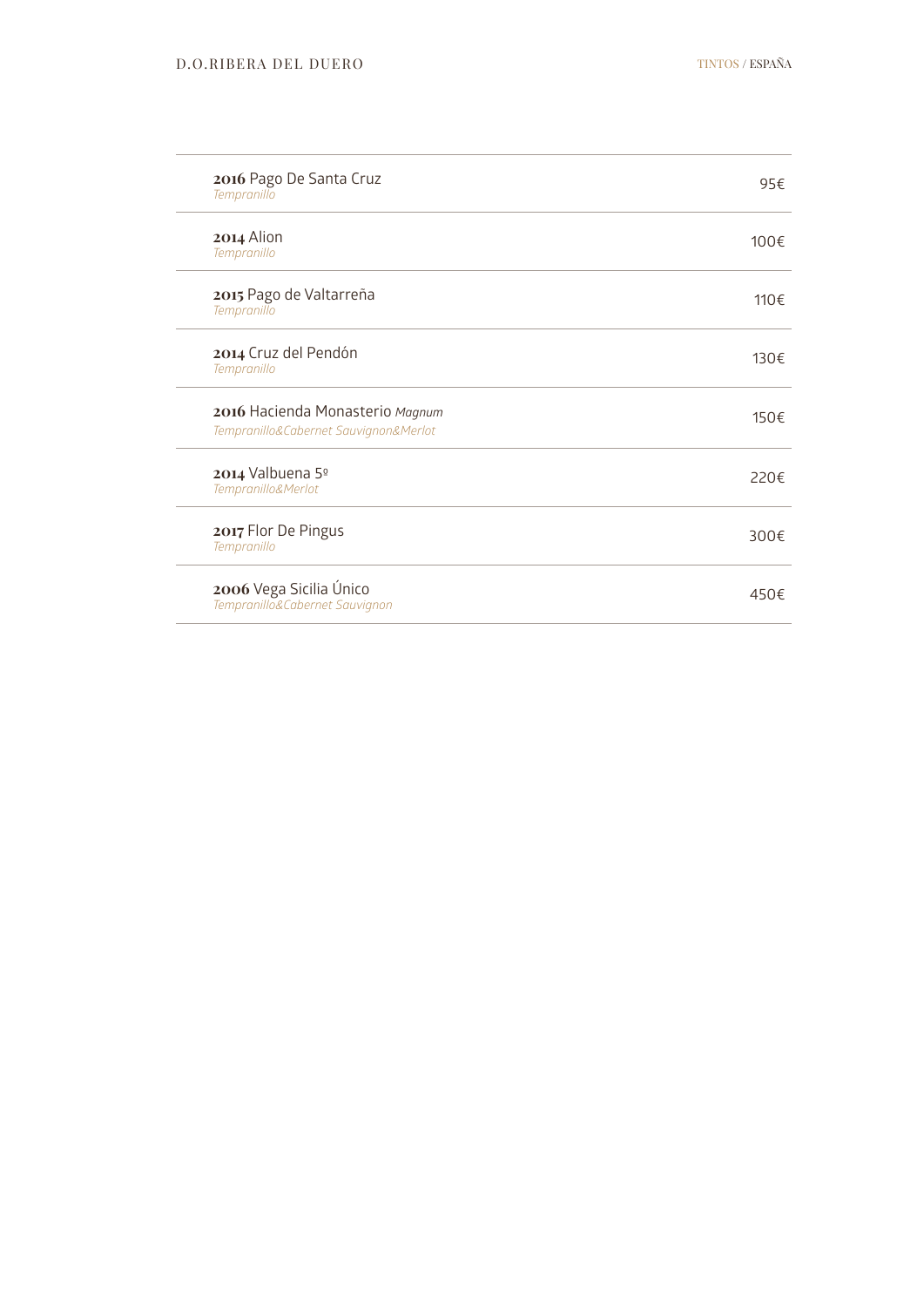D.O.RIBERA DEL DUERO

TINTOS / ESPAÑA

| Vino | Precio |
|---|---|
| **2016** Pago De Santa Cruz<br>*Tempranillo* | 95€ |
| **2014** Alion<br>*Tempranillo* | 100€ |
| **2015** Pago de Valtarreña<br>*Tempranillo* | 110€ |
| **2014** Cruz del Pendón<br>*Tempranillo* | 130€ |
| **2016** Hacienda Monasterio *Magnum*<br>*Tempranillo&Cabernet Sauvignon&Merlot* | 150€ |
| **2014** Valbuena 5º<br>*Tempranillo&Merlot* | 220€ |
| **2017** Flor De Pingus<br>*Tempranillo* | 300€ |
| **2006** Vega Sicilia Único<br>*Tempranillo&Cabernet Sauvignon* | 450€ |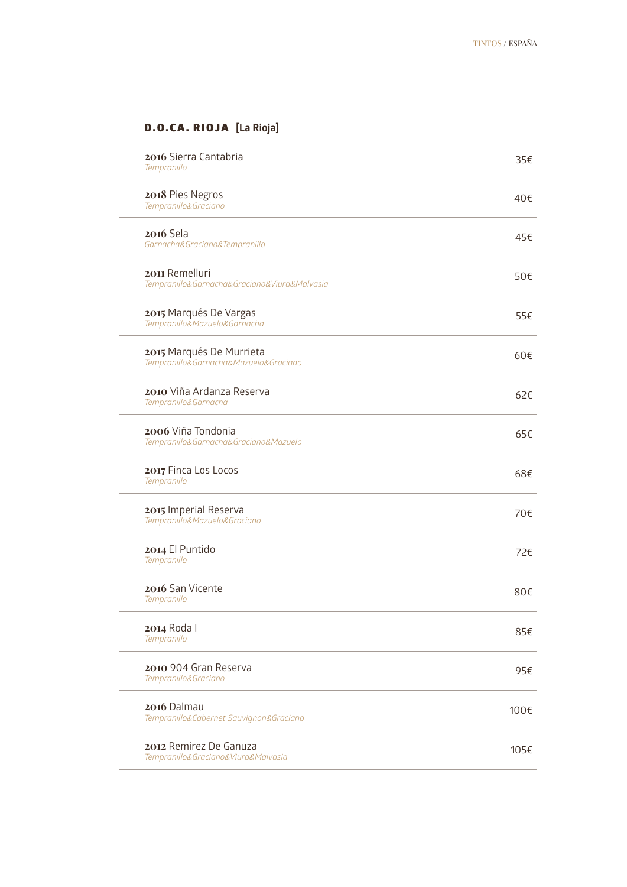## D.O.CA. RIOJA [La Rioja]

| Vino | Precio |
|---|---|
| **2016** Sierra Cantabria<br>*Tempranillo* | 35€ |
| **2018** Pies Negros<br>*Tempranillo&Graciano* | 40€ |
| **2016** Sela<br>*Garnacha&Graciano&Tempranillo* | 45€ |
| **2011** Remelluri<br>*Tempranillo&Garnacha&Graciano&Viura&Malvasia* | 50€ |
| **2015** Marqués De Vargas<br>*Tempranillo&Mazuelo&Garnacha* | 55€ |
| **2015** Marqués De Murrieta<br>*Tempranillo&Garnacha&Mazuelo&Graciano* | 60€ |
| **2010** Viña Ardanza Reserva<br>*Tempranillo&Garnacha* | 62€ |
| **2006** Viña Tondonia<br>*Tempranillo&Garnacha&Graciano&Mazuelo* | 65€ |
| **2017** Finca Los Locos<br>*Tempranillo* | 68€ |
| **2015** Imperial Reserva<br>*Tempranillo&Mazuelo&Graciano* | 70€ |
| **2014** El Puntido<br>*Tempranillo* | 72€ |
| **2016** San Vicente<br>*Tempranillo* | 80€ |
| **2014** Roda I<br>*Tempranillo* | 85€ |
| **2010** 904 Gran Reserva<br>*Tempranillo&Graciano* | 95€ |
| **2016** Dalmau<br>*Tempranillo&Cabernet Sauvignon&Graciano* | 100€ |
| **2012** Remirez De Ganuza<br>*Tempranillo&Graciano&Viura&Malvasia* | 105€ |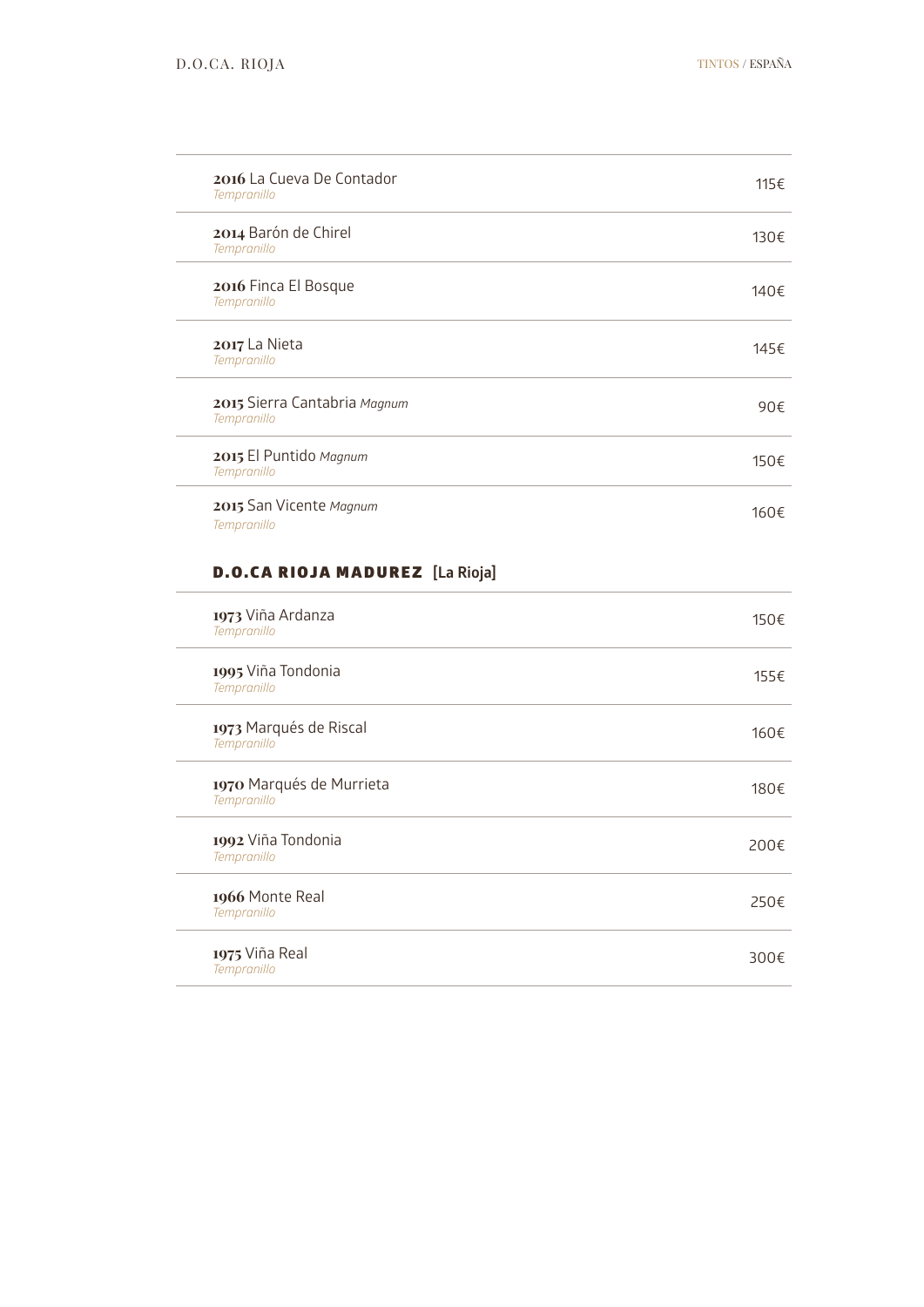| Vino | Precio |
|---|---|
| **2016** La Cueva De Contador *Tempranillo* | 115€ |
| **2014** Barón de Chirel *Tempranillo* | 130€ |
| **2016** Finca El Bosque *Tempranillo* | 140€ |
| **2017** La Nieta *Tempranillo* | 145€ |
| **2015** Sierra Cantabria *Magnum* *Tempranillo* | 90€ |
| **2015** El Puntido *Magnum* *Tempranillo* | 150€ |
| **2015** San Vicente *Magnum* *Tempranillo* | 160€ |

## D.O.CA RIOJA MADUREZ [La Rioja]

| Vino | Precio |
|---|---|
| **1973** Viña Ardanza *Tempranillo* | 150€ |
| **1995** Viña Tondonia *Tempranillo* | 155€ |
| **1973** Marqués de Riscal *Tempranillo* | 160€ |
| **1970** Marqués de Murrieta *Tempranillo* | 180€ |
| **1992** Viña Tondonia *Tempranillo* | 200€ |
| **1966** Monte Real *Tempranillo* | 250€ |
| **1975** Viña Real *Tempranillo* | 300€ |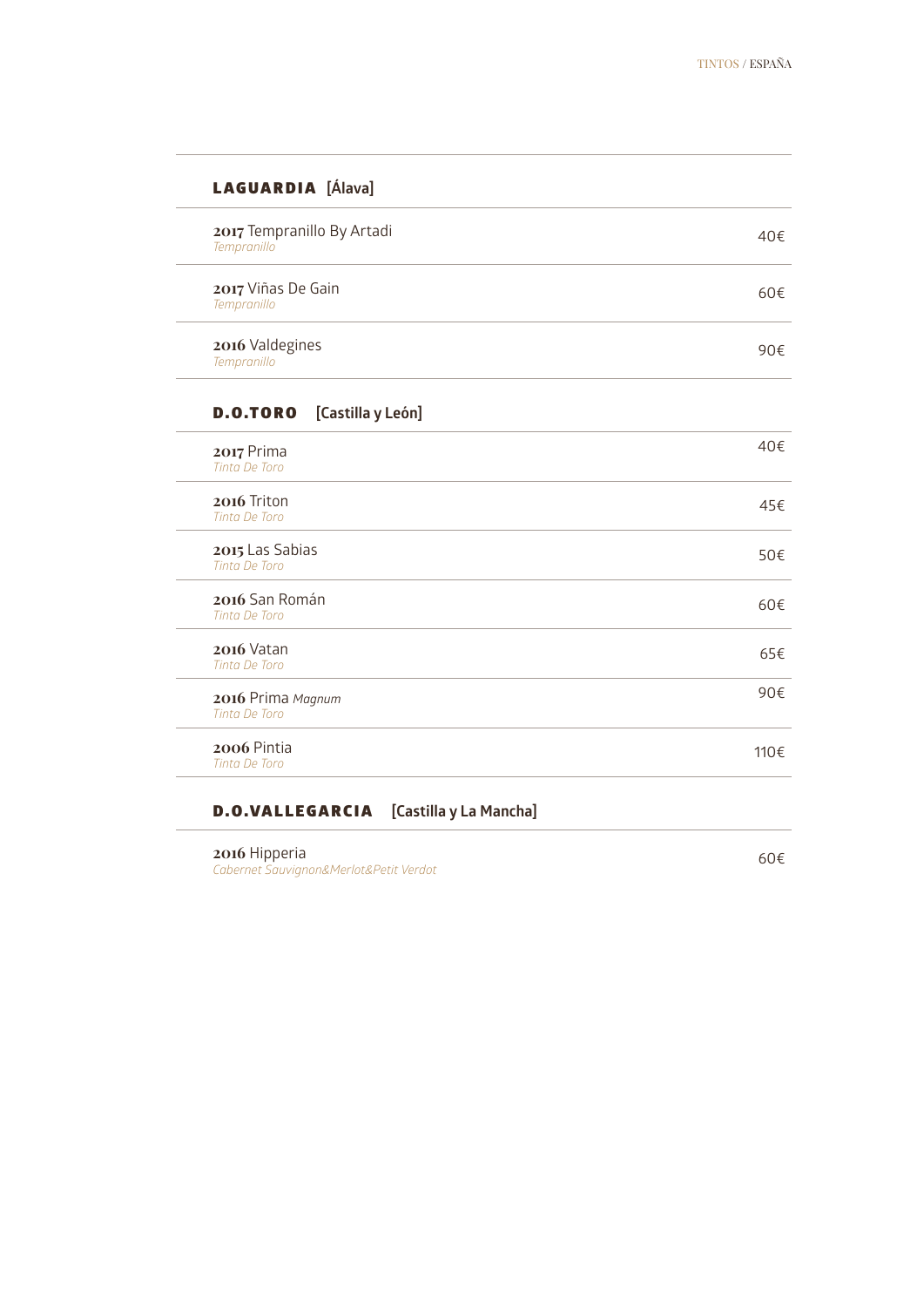## LAGUARDIA [Álava]

**2017** Tempranillo By Artadi — 40€
*Tempranillo*

**2017** Viñas De Gain — 60€
*Tempranillo*

**2016** Valdegines — 90€
*Tempranillo*

## D.O.TORO [Castilla y León]

**2017** Prima — 40€
*Tinta De Toro*

**2016** Triton — 45€
*Tinta De Toro*

**2015** Las Sabias — 50€
*Tinta De Toro*

**2016** San Román — 60€
*Tinta De Toro*

**2016** Vatan — 65€
*Tinta De Toro*

**2016** Prima *Magnum* — 90€
*Tinta De Toro*

**2006** Pintia — 110€
*Tinta De Toro*

## D.O.VALLEGARCIA [Castilla y La Mancha]

**2016** Hipperia — 60€
*Cabernet Sauvignon&Merlot&Petit Verdot*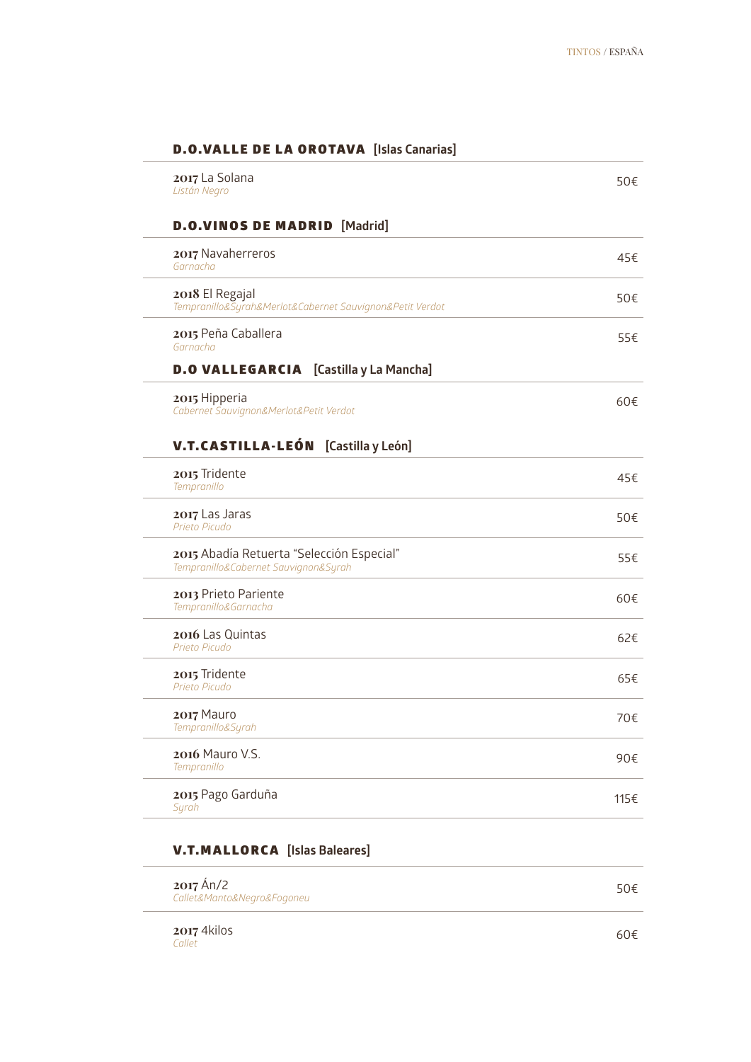## D.O.VALLE DE LA OROTAVA [Islas Canarias]

| Vino | Precio |
|---|---|
| **2017** La Solana<br>*Listán Negro* | 50€ |

## D.O.VINOS DE MADRID [Madrid]

| Vino | Precio |
|---|---|
| **2017** Navaherreros<br>*Garnacha* | 45€ |
| **2018** El Regajal<br>*Tempranillo&Syrah&Merlot&Cabernet Sauvignon&Petit Verdot* | 50€ |
| **2015** Peña Caballera<br>*Garnacha* | 55€ |

## D.O VALLEGARCIA [Castilla y La Mancha]

| Vino | Precio |
|---|---|
| **2015** Hipperia<br>*Cabernet Sauvignon&Merlot&Petit Verdot* | 60€ |

## V.T.CASTILLA-LEÓN [Castilla y León]

| Vino | Precio |
|---|---|
| **2015** Tridente<br>*Tempranillo* | 45€ |
| **2017** Las Jaras<br>*Prieto Picudo* | 50€ |
| **2015** Abadía Retuerta "Selección Especial"<br>*Tempranillo&Cabernet Sauvignon&Syrah* | 55€ |
| **2013** Prieto Pariente<br>*Tempranillo&Garnacha* | 60€ |
| **2016** Las Quintas<br>*Prieto Picudo* | 62€ |
| **2015** Tridente<br>*Prieto Picudo* | 65€ |
| **2017** Mauro<br>*Tempranillo&Syrah* | 70€ |
| **2016** Mauro V.S.<br>*Tempranillo* | 90€ |
| **2015** Pago Garduña<br>*Syrah* | 115€ |

## V.T.MALLORCA [Islas Baleares]

| Vino | Precio |
|---|---|
| **2017** Án/2<br>*Callet&Manto&Negro&Fogoneu* | 50€ |
| **2017** 4kilos<br>*Callet* | 60€ |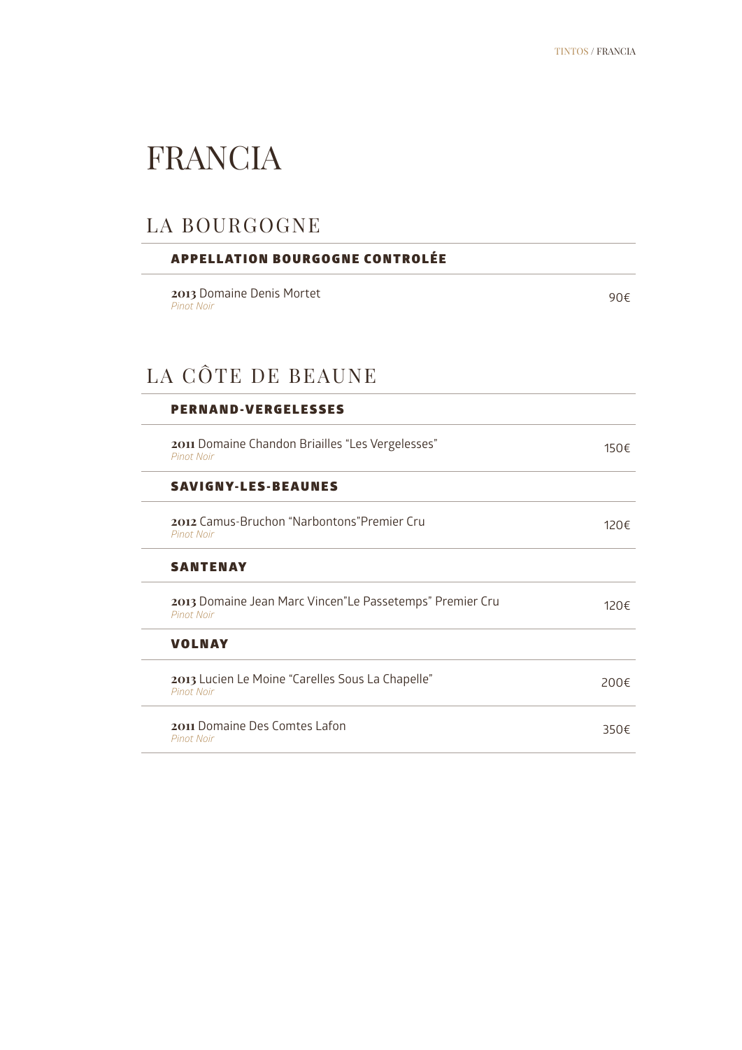# FRANCIA

## LA BOURGOGNE

### APPELLATION BOURGOGNE CONTROLÉE

**2013** Domaine Denis Mortet
*Pinot Noir*
90€

## LA CÔTE DE BEAUNE

### PERNAND-VERGELESSES

**2011** Domaine Chandon Briailles "Les Vergelesses"
*Pinot Noir*
150€

### SAVIGNY-LES-BEAUNES

**2012** Camus-Bruchon "Narbontons"Premier Cru
*Pinot Noir*
120€

### SANTENAY

**2013** Domaine Jean Marc Vincen"Le Passetemps" Premier Cru
*Pinot Noir*
120€

### VOLNAY

**2013** Lucien Le Moine "Carelles Sous La Chapelle"
*Pinot Noir*
200€

**2011** Domaine Des Comtes Lafon
*Pinot Noir*
350€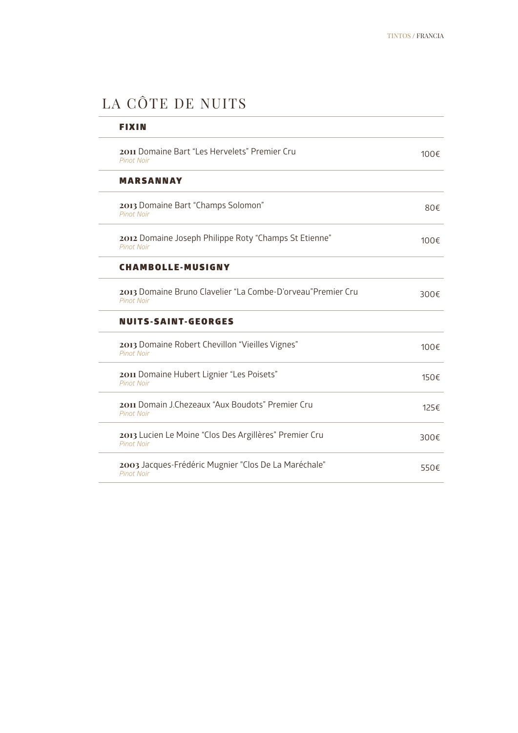# LA CÔTE DE NUITS

## FIXIN

**2011** Domaine Bart “Les Hervelets” Premier Cru 100€
*Pinot Noir*

## MARSANNAY

**2013** Domaine Bart “Champs Solomon” 80€
*Pinot Noir*

**2012** Domaine Joseph Philippe Roty “Champs St Etienne” 100€
*Pinot Noir*

## CHAMBOLLE-MUSIGNY

**2013** Domaine Bruno Clavelier “La Combe-D'orveau”Premier Cru 300€
*Pinot Noir*

## NUITS-SAINT-GEORGES

**2013** Domaine Robert Chevillon “Vieilles Vignes” 100€
*Pinot Noir*

**2011** Domaine Hubert Lignier “Les Poisets” 150€
*Pinot Noir*

**2011** Domain J.Chezeaux “Aux Boudots” Premier Cru 125€
*Pinot Noir*

**2013** Lucien Le Moine “Clos Des Argillères” Premier Cru 300€
*Pinot Noir*

**2003** Jacques-Frédéric Mugnier "Clos De La Maréchale" 550€
*Pinot Noir*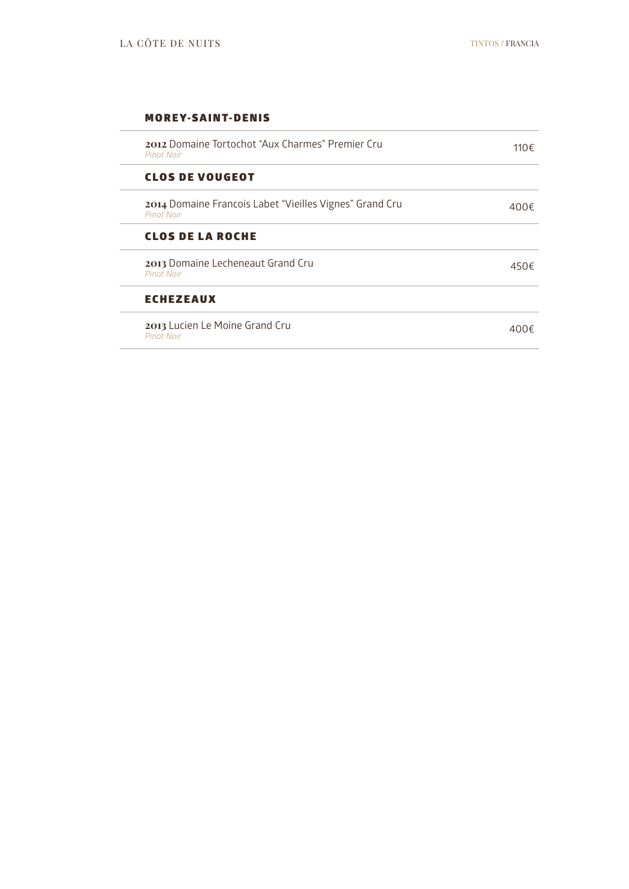## MOREY-SAINT-DENIS

**2012** Domaine Tortochot "Aux Charmes" Premier Cru — 110€
*Pinot Noir*

## CLOS DE VOUGEOT

**2014** Domaine Francois Labet "Vieilles Vignes" Grand Cru — 400€
*Pinot Noir*

## CLOS DE LA ROCHE

**2013** Domaine Lecheneaut Grand Cru — 450€
*Pinot Noir*

## ECHEZEAUX

**2013** Lucien Le Moine Grand Cru — 400€
*Pinot Noir*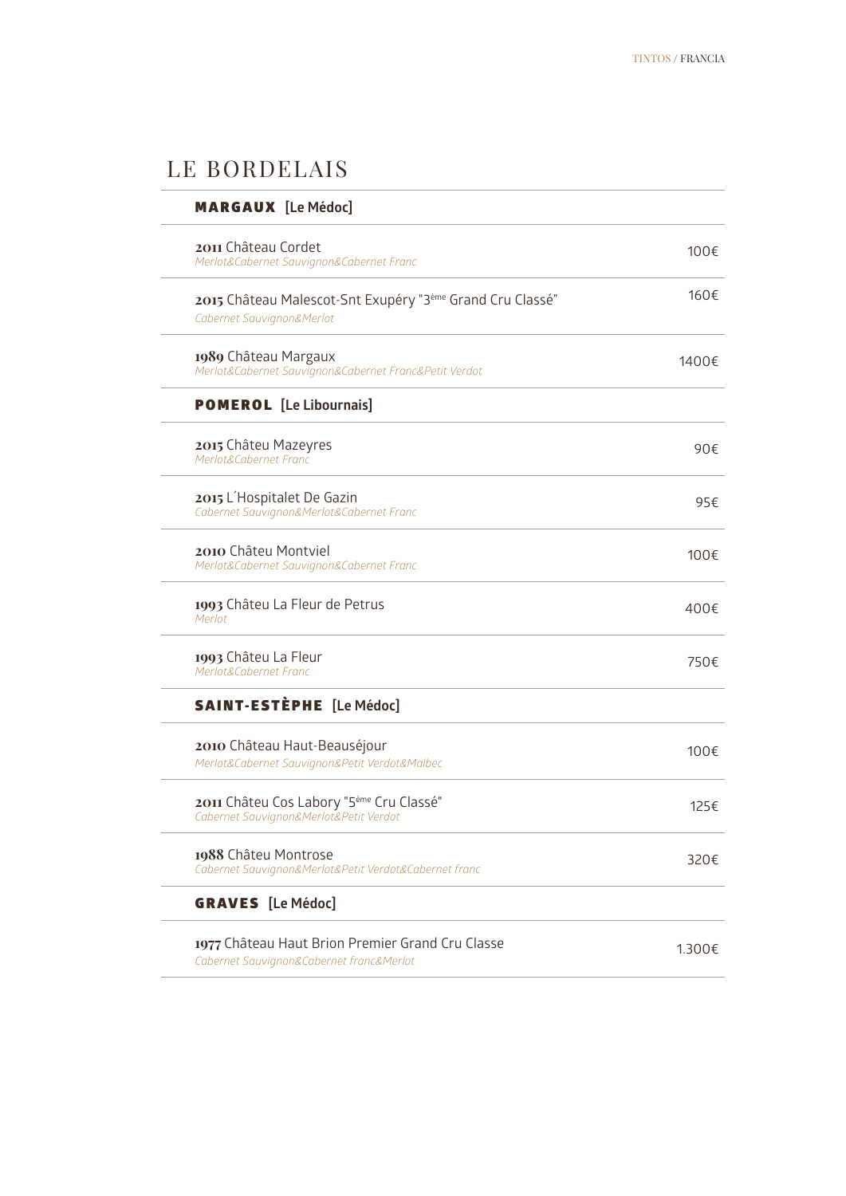# LE BORDELAIS

## MARGAUX [Le Médoc]

**2011** Château Cordet — 100€
*Merlot&Cabernet Sauvignon&Cabernet Franc*

**2015** Château Malescot-Snt Exupéry "3ème Grand Cru Classé" — 160€
*Cabernet Sauvignon&Merlot*

**1989** Château Margaux — 1400€
*Merlot&Cabernet Sauvignon&Cabernet Franc&Petit Verdot*

## POMEROL [Le Libournais]

**2015** Châteu Mazeyres — 90€
*Merlot&Cabernet Franc*

**2015** L´Hospitalet De Gazin — 95€
*Cabernet Sauvignon&Merlot&Cabernet Franc*

**2010** Châteu Montviel — 100€
*Merlot&Cabernet Sauvignon&Cabernet Franc*

**1993** Châteu La Fleur de Petrus — 400€
*Merlot*

**1993** Châteu La Fleur — 750€
*Merlot&Cabernet Franc*

## SAINT-ESTÈPHE [Le Médoc]

**2010** Château Haut-Beauséjour — 100€
*Merlot&Cabernet Sauvignon&Petit Verdot&Malbec*

**2011** Châteu Cos Labory "5ème Cru Classé" — 125€
*Cabernet Sauvignon&Merlot&Petit Verdot*

**1988** Châteu Montrose — 320€
*Cabernet Sauvignon&Merlot&Petit Verdot&Cabernet franc*

## GRAVES [Le Médoc]

**1977** Château Haut Brion Premier Grand Cru Classe — 1.300€
*Cabernet Sauvignon&Cabernet franc&Merlot*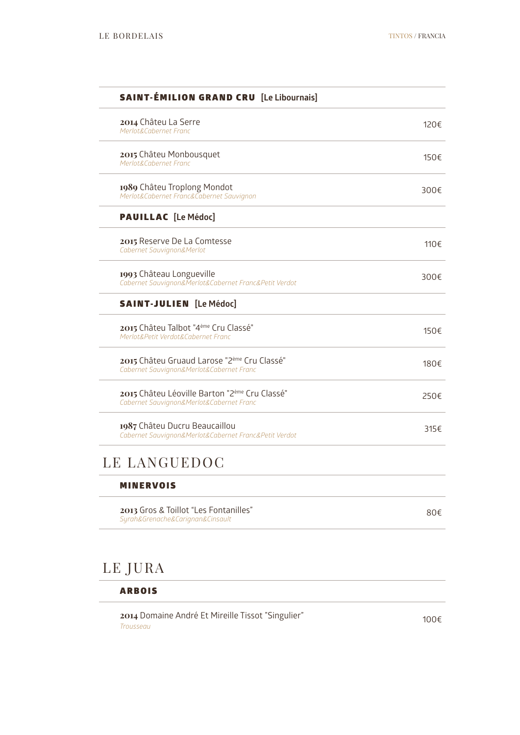## SAINT-ÉMILION GRAND CRU [Le Libournais]

**2014** Château La Serre — 120€
*Merlot&Cabernet Franc*

**2015** Château Monbousquet — 150€
*Merlot&Cabernet Franc*

**1989** Château Troplong Mondot — 300€
*Merlot&Cabernet Franc&Cabernet Sauvignon*

## PAUILLAC [Le Médoc]

**2015** Reserve De La Comtesse — 110€
*Cabernet Sauvignon&Merlot*

**1993** Château Longueville — 300€
*Cabernet Sauvignon&Merlot&Cabernet Franc&Petit Verdot*

## SAINT-JULIEN [Le Médoc]

**2015** Château Talbot "4ème Cru Classé" — 150€
*Merlot&Petit Verdot&Cabernet Franc*

**2015** Château Gruaud Larose "2ème Cru Classé" — 180€
*Cabernet Sauvignon&Merlot&Cabernet Franc*

**2015** Château Léoville Barton "2ème Cru Classé" — 250€
*Cabernet Sauvignon&Merlot&Cabernet Franc*

**1987** Château Ducru Beaucaillou — 315€
*Cabernet Sauvignon&Merlot&Cabernet Franc&Petit Verdot*

# LE LANGUEDOC

## MINERVOIS

**2013** Gros & Toillot “Les Fontanilles” — 80€
*Syrah&Grenache&Carignan&Cinsault*

# LE JURA

## ARBOIS

**2014** Domaine André Et Mireille Tissot "Singulier" — 100€
*Trousseau*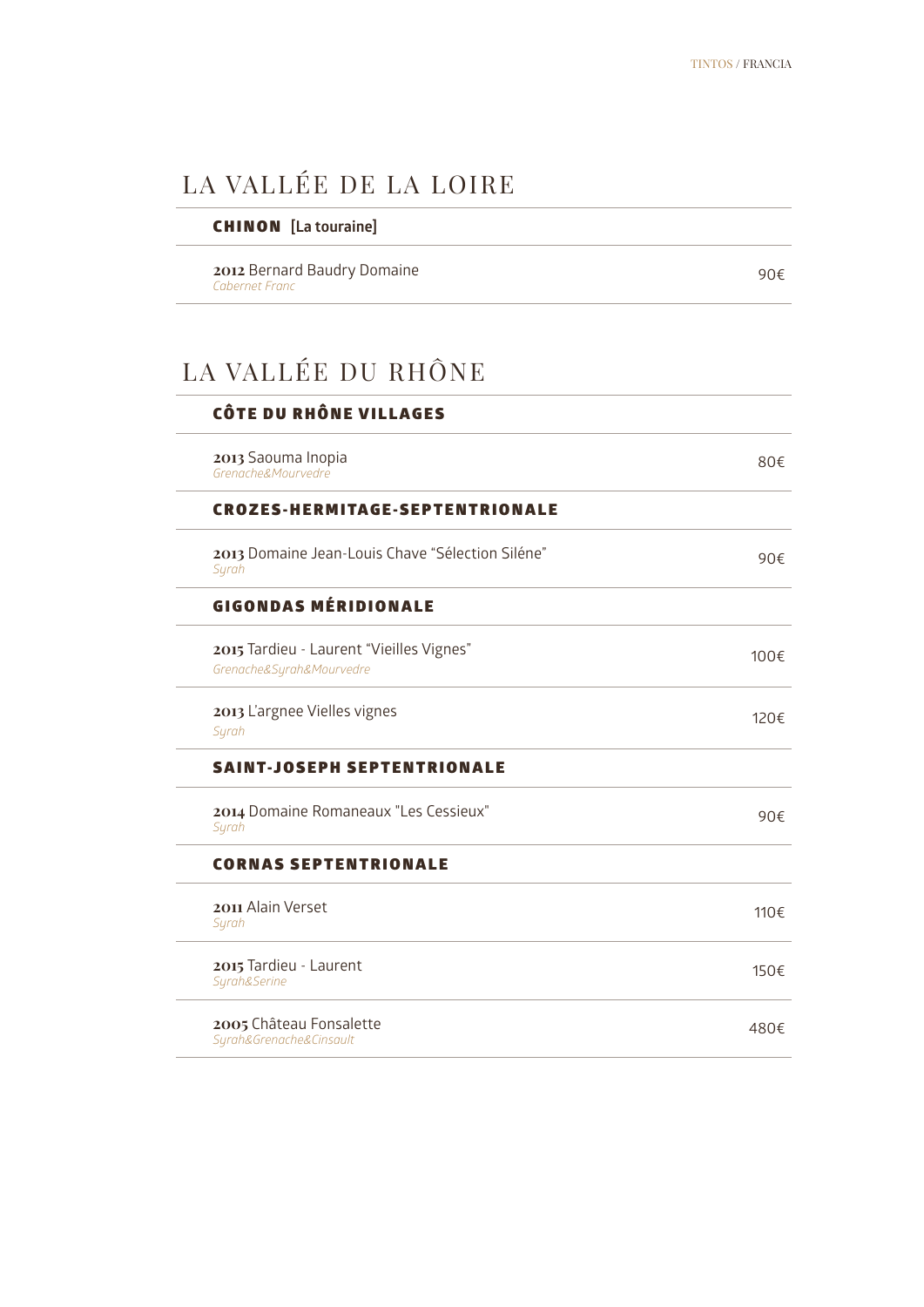# LA VALLÉE DE LA LOIRE

## CHINON [La touraine]

**2012** Bernard Baudry Domaine — 90€
*Cabernet Franc*

# LA VALLÉE DU RHÔNE

## CÔTE DU RHÔNE VILLAGES

**2013** Saouma Inopia — 80€
*Grenache&Mourvedre*

## CROZES-HERMITAGE-SEPTENTRIONALE

**2013** Domaine Jean-Louis Chave "Sélection Siléne" — 90€
*Syrah*

## GIGONDAS MÉRIDIONALE

**2015** Tardieu - Laurent "Vieilles Vignes" — 100€
*Grenache&Syrah&Mourvedre*

**2013** L'argnee Vielles vignes — 120€
*Syrah*

## SAINT-JOSEPH SEPTENTRIONALE

**2014** Domaine Romaneaux "Les Cessieux" — 90€
*Syrah*

## CORNAS SEPTENTRIONALE

**2011** Alain Verset — 110€
*Syrah*

**2015** Tardieu - Laurent — 150€
*Syrah&Serine*

**2005** Château Fonsalette — 480€
*Syrah&Grenache&Cinsault*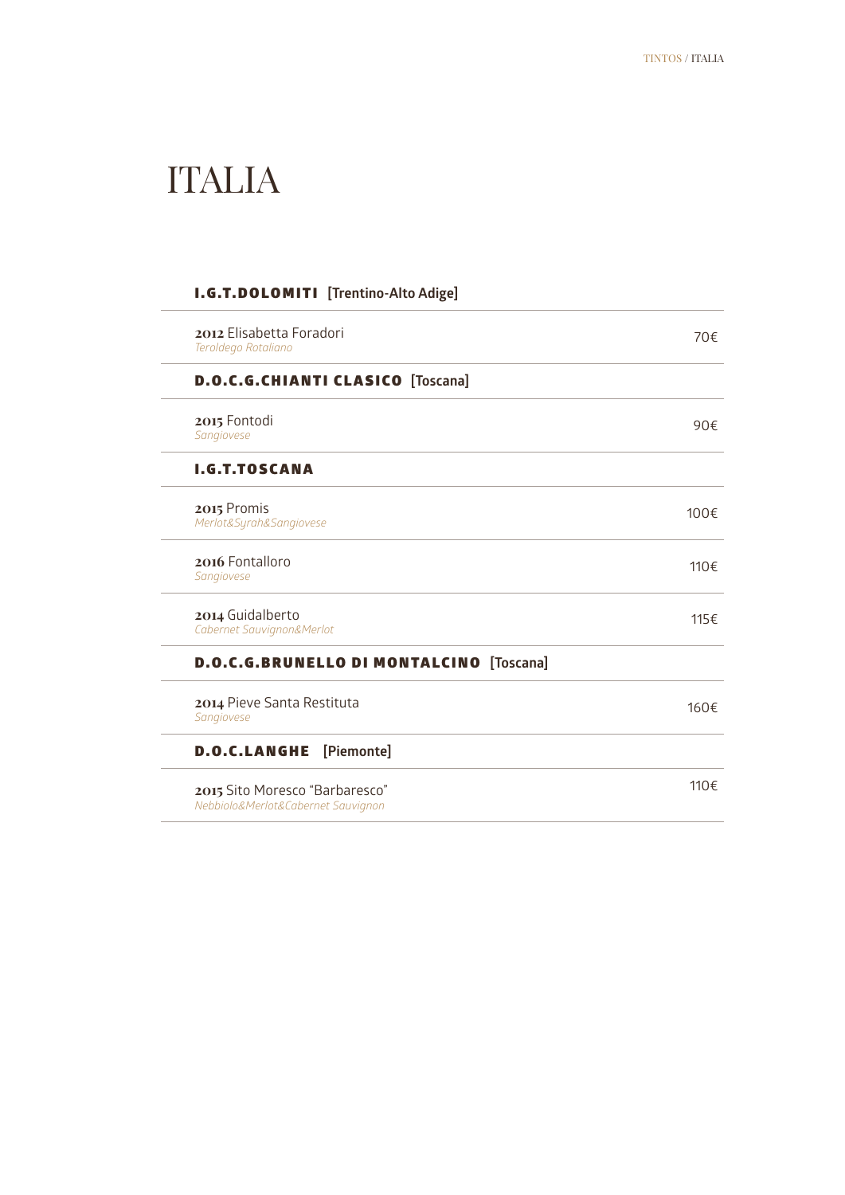# ITALIA

## I.G.T.DOLOMITI [Trentino-Alto Adige]

**2012** Elisabetta Foradori — 70€
*Teroldego Rotaliano*

## D.O.C.G.CHIANTI CLASICO [Toscana]

**2015** Fontodi — 90€
*Sangiovese*

## I.G.T.TOSCANA

**2015** Promis — 100€
*Merlot&Syrah&Sangiovese*

**2016** Fontalloro — 110€
*Sangiovese*

**2014** Guidalberto — 115€
*Cabernet Sauvignon&Merlot*

## D.O.C.G.BRUNELLO DI MONTALCINO [Toscana]

**2014** Pieve Santa Restituta — 160€
*Sangiovese*

## D.O.C.LANGHE [Piemonte]

**2015** Sito Moresco “Barbaresco” — 110€
*Nebbiolo&Merlot&Cabernet Sauvignon*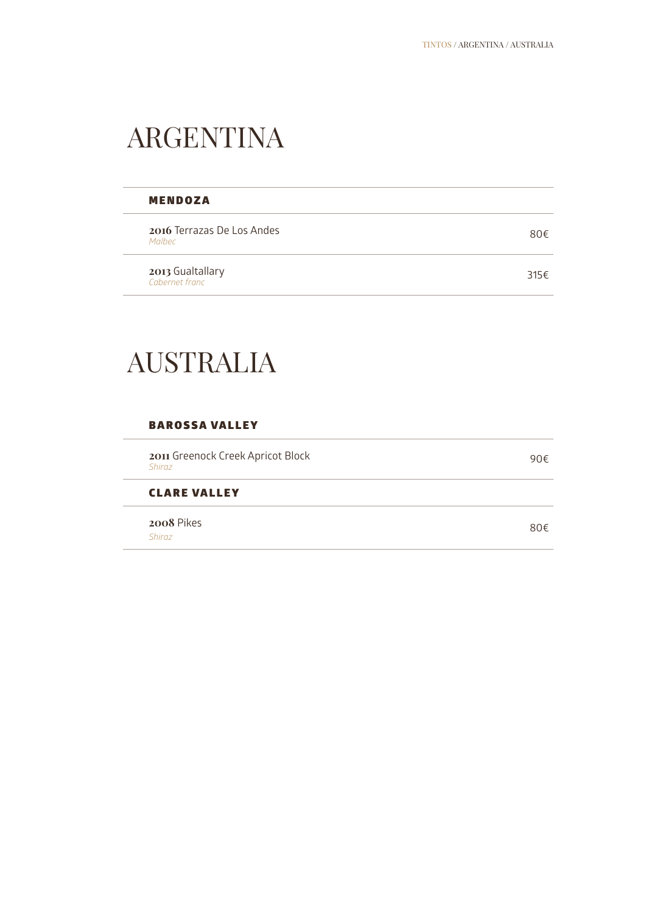# ARGENTINA

### MENDOZA

**2016** Terrazas De Los Andes
*Malbec*
80€

**2013** Gualtallary
*Cabernet franc*
315€

# AUSTRALIA

### BAROSSA VALLEY

**2011** Greenock Creek Apricot Block
*Shiraz*
90€

### CLARE VALLEY

**2008** Pikes
*Shiraz*
80€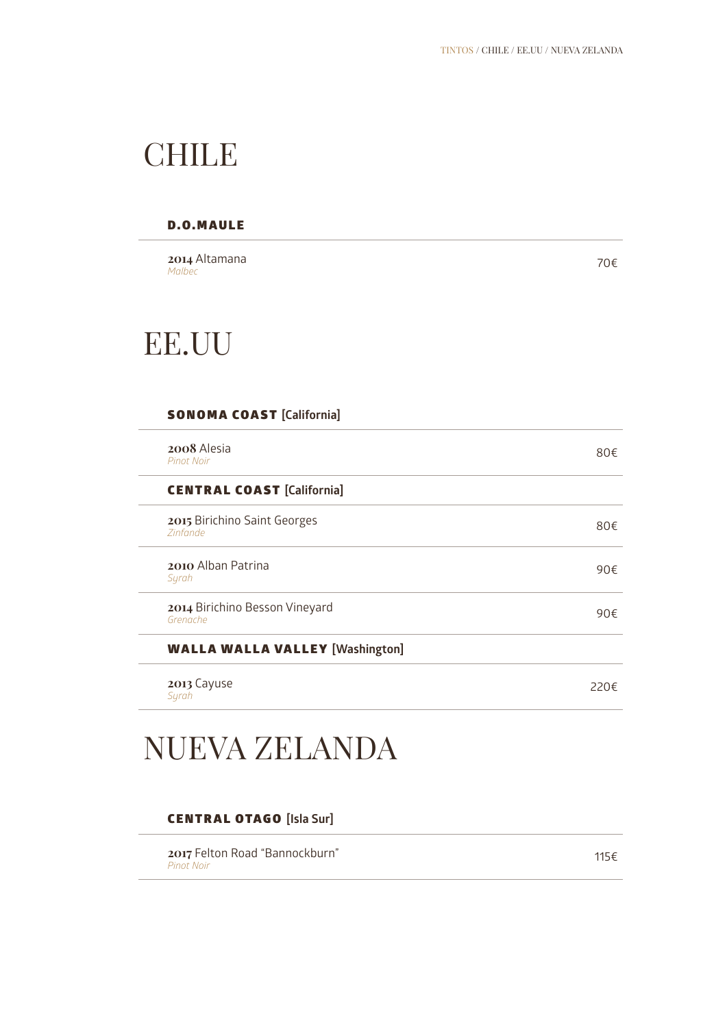# CHILE

### D.O.MAULE

**2014** Altamana — 70€
*Malbec*

# EE.UU

### SONOMA COAST [California]

**2008** Alesia — 80€
*Pinot Noir*

### CENTRAL COAST [California]

**2015** Birichino Saint Georges — 80€
*Zinfande*

**2010** Alban Patrina — 90€
*Syrah*

**2014** Birichino Besson Vineyard — 90€
*Grenache*

### WALLA WALLA VALLEY [Washington]

**2013** Cayuse — 220€
*Syrah*

# NUEVA ZELANDA

### CENTRAL OTAGO [Isla Sur]

**2017** Felton Road “Bannockburn” — 115€
*Pinot Noir*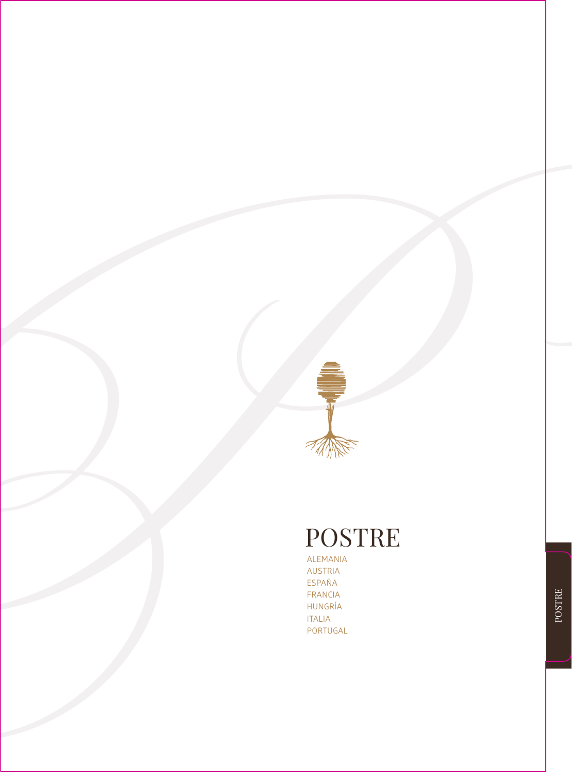# POSTRE

- ALEMANIA
- AUSTRIA
- ESPAÑA
- FRANCIA
- HUNGRÍA
- ITALIA
- PORTUGAL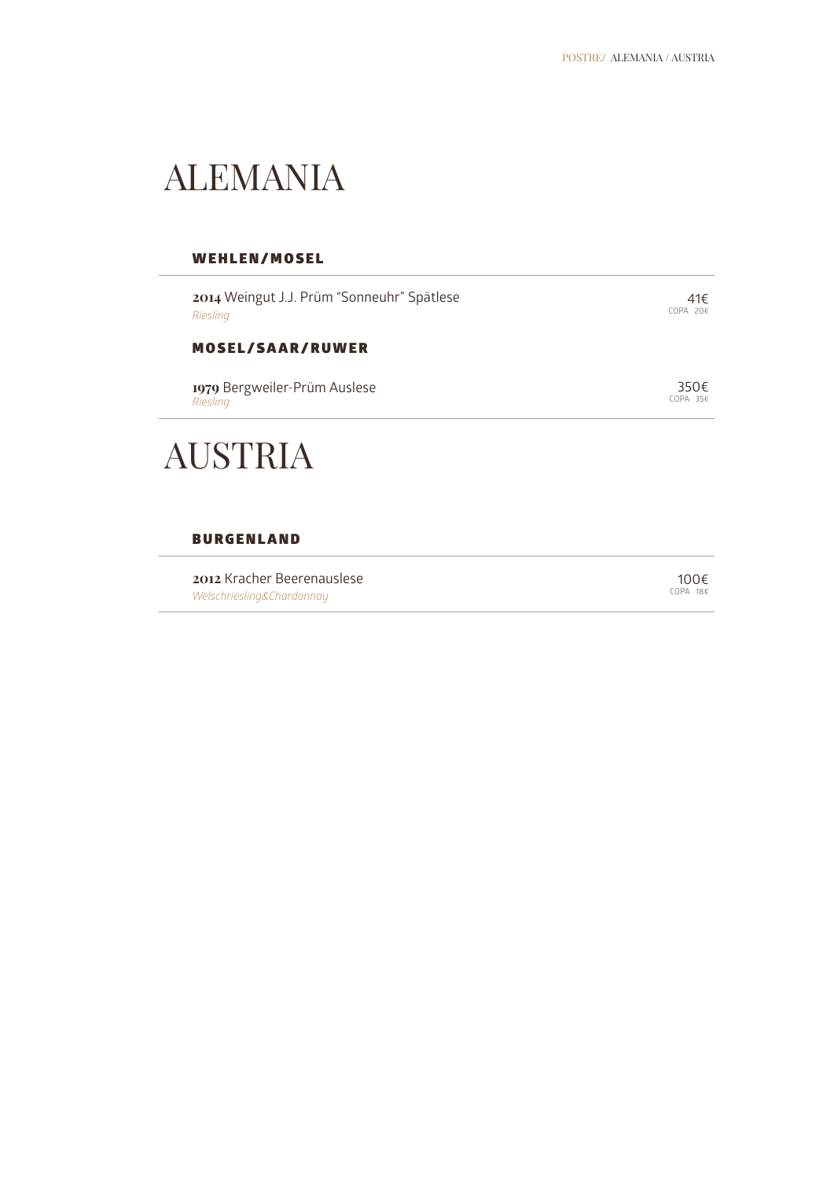# ALEMANIA

### WEHLEN/MOSEL

**2014** Weingut J.J. Prüm "Sonneuhr" Spätlese — 41€
*Riesling* — COPA 20€

### MOSEL/SAAR/RUWER

**1979** Bergweiler-Prüm Auslese — 350€
*Riesling* — COPA 35€

# AUSTRIA

### BURGENLAND

**2012** Kracher Beerenauslese — 100€
*Welschriesling&Chardonnay* — COPA 18€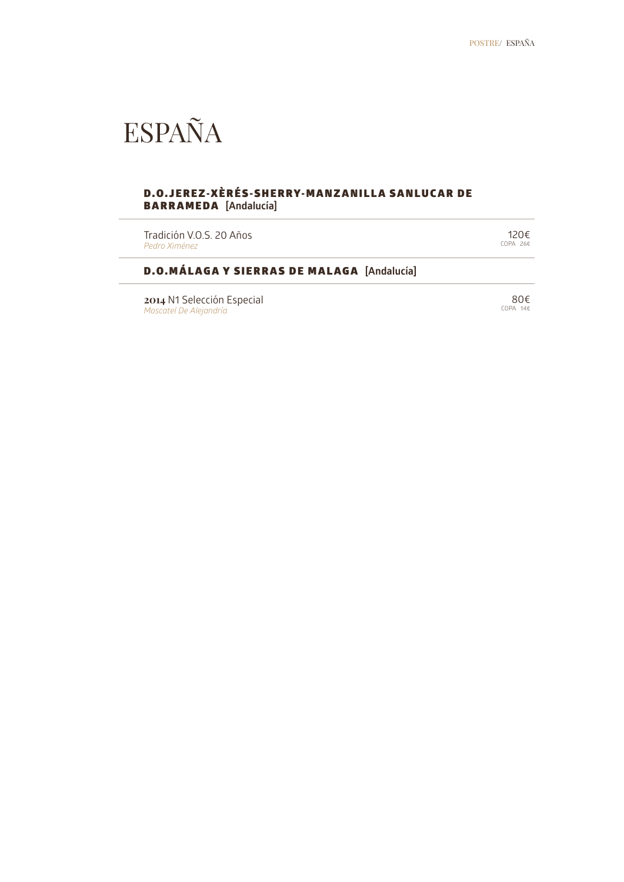# ESPAÑA

## D.O.JEREZ-XÈRÉS-SHERRY-MANZANILLA SANLUCAR DE BARRAMEDA [Andalucía]

Tradición V.O.S. 20 Años — 120€
*Pedro Ximénez* — COPA 26€

## D.O.MÁLAGA Y SIERRAS DE MALAGA [Andalucía]

**2014** N1 Selección Especial — 80€
*Moscatel De Alejandría* — COPA 14€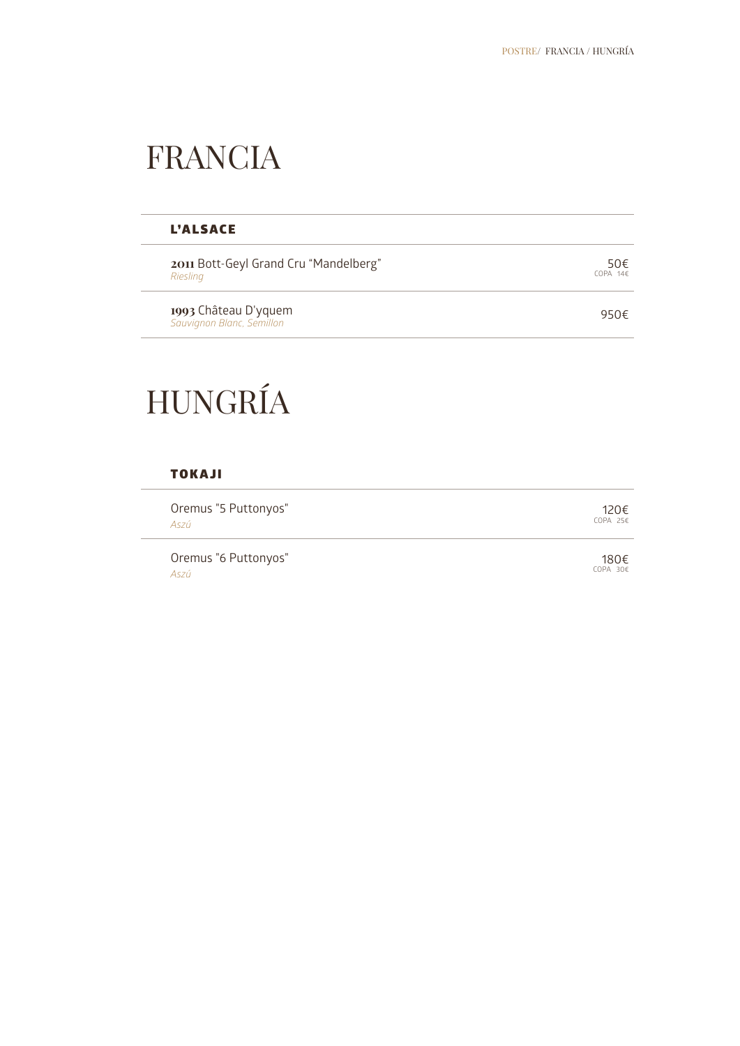# FRANCIA

## L'ALSACE

**2011** Bott-Geyl Grand Cru "Mandelberg"
*Riesling*
50€
COPA 14€

**1993** Château D'yquem
*Sauvignon Blanc, Semillon*
950€

# HUNGRÍA

## TOKAJI

Oremus "5 Puttonyos"
*Aszú*
120€
COPA 25€

Oremus "6 Puttonyos"
*Aszú*
180€
COPA 30€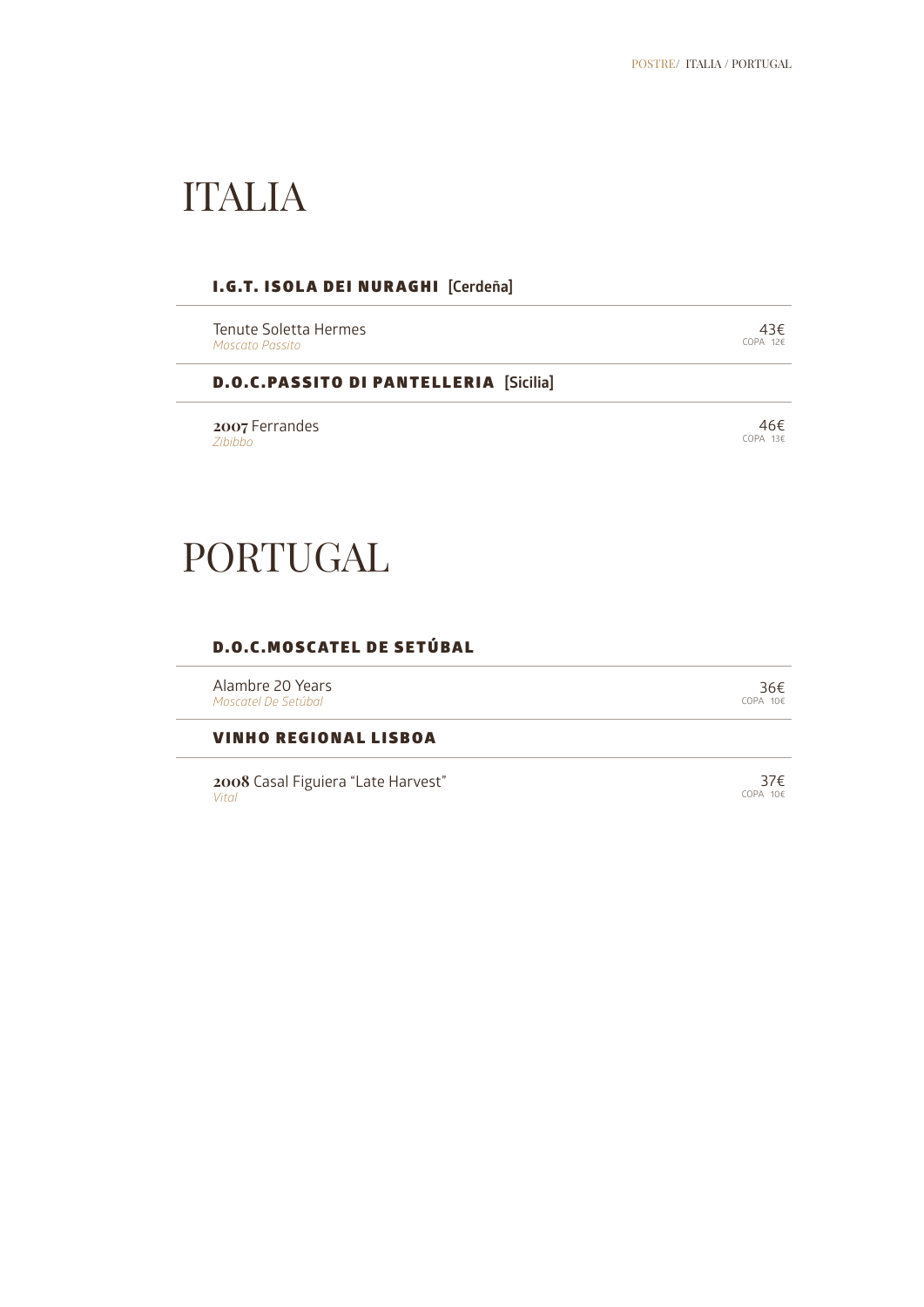# ITALIA

### I.G.T. ISOLA DEI NURAGHI [Cerdeña]

Tenute Soletta Hermes — 43€
*Moscato Passito* — COPA 12€

### D.O.C.PASSITO DI PANTELLERIA [Sicilia]

**2007** Ferrandes — 46€
*Zibibbo* — COPA 13€

# PORTUGAL

### D.O.C.MOSCATEL DE SETÚBAL

Alambre 20 Years — 36€
*Moscatel De Setúbal* — COPA 10€

### VINHO REGIONAL LISBOA

**2008** Casal Figuiera "Late Harvest" — 37€
*Vital* — COPA 10€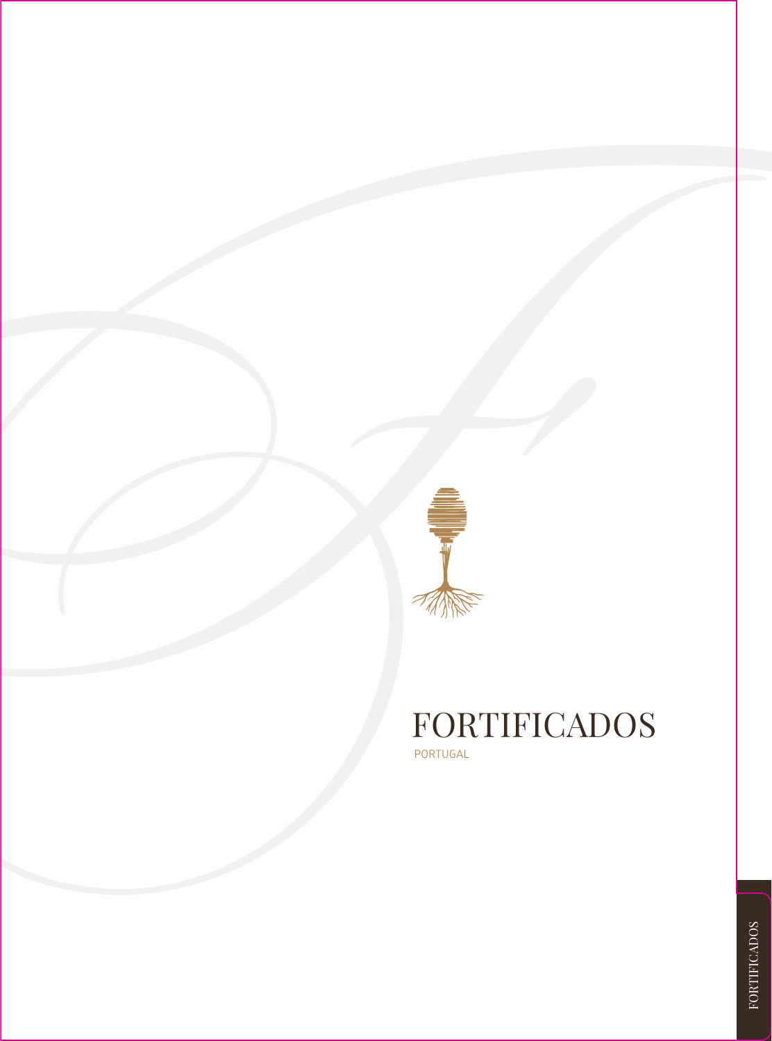# FORTIFICADOS

PORTUGAL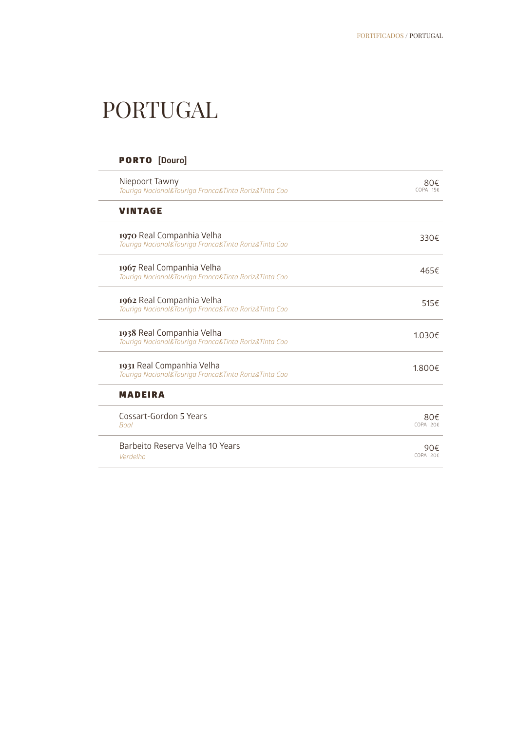# PORTUGAL

## PORTO [Douro]

Niepoort Tawny — 80€ (COPA 15€)
*Touriga Nacional&Touriga Franca&Tinta Roriz&Tinta Cao*

### VINTAGE

**1970** Real Companhia Velha — 330€
*Touriga Nacional&Touriga Franca&Tinta Roriz&Tinta Cao*

**1967** Real Companhia Velha — 465€
*Touriga Nacional&Touriga Franca&Tinta Roriz&Tinta Cao*

**1962** Real Companhia Velha — 515€
*Touriga Nacional&Touriga Franca&Tinta Roriz&Tinta Cao*

**1938** Real Companhia Velha — 1.030€
*Touriga Nacional&Touriga Franca&Tinta Roriz&Tinta Cao*

**1931** Real Companhia Velha — 1.800€
*Touriga Nacional&Touriga Franca&Tinta Roriz&Tinta Cao*

## MADEIRA

Cossart-Gordon 5 Years — 80€ (COPA 20€)
*Boal*

Barbeito Reserva Velha 10 Years — 90€ (COPA 20€)
*Verdelho*